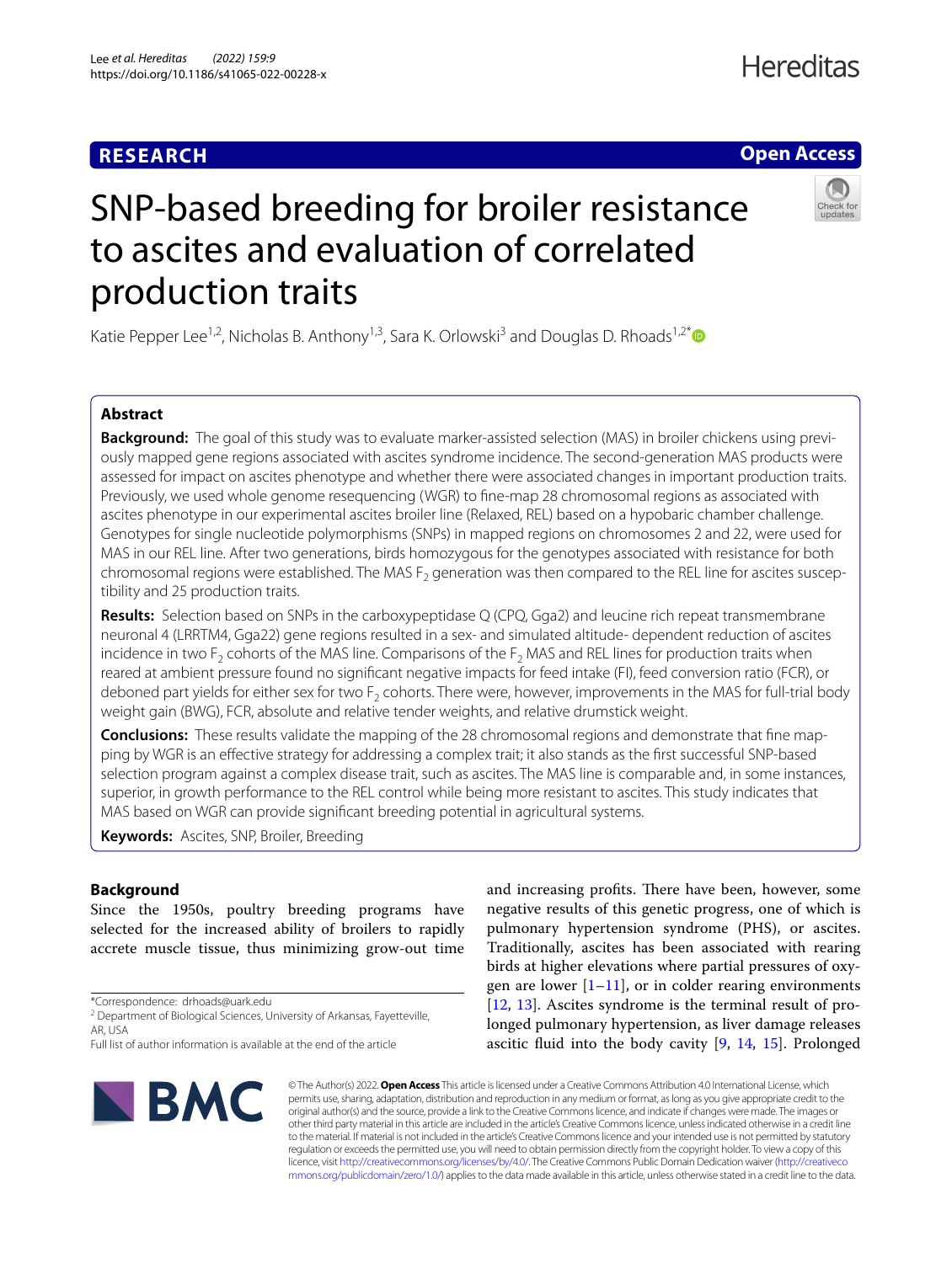RESEARCH

Open Access

# SNP-based breeding for broiler resistance to ascites and evaluation of correlated production traits

Katie Pepper Lee[1,2], Nicholas B. Anthony[1,3], Sara K. Orlowski[3] and Douglas D. Rhoads[1,2*]

## Abstract

**Background:** The goal of this study was to evaluate marker-assisted selection (MAS) in broiler chickens using previously mapped gene regions associated with ascites syndrome incidence. The second-generation MAS products were assessed for impact on ascites phenotype and whether there were associated changes in important production traits. Previously, we used whole genome resequencing (WGR) to fine-map 28 chromosomal regions as associated with ascites phenotype in our experimental ascites broiler line (Relaxed, REL) based on a hypobaric chamber challenge. Genotypes for single nucleotide polymorphisms (SNPs) in mapped regions on chromosomes 2 and 22, were used for MAS in our REL line. After two generations, birds homozygous for the genotypes associated with resistance for both chromosomal regions were established. The MAS $F_2$ generation was then compared to the REL line for ascites susceptibility and 25 production traits.

**Results:** Selection based on SNPs in the carboxypeptidase Q (CPQ, Gga2) and leucine rich repeat transmembrane neuronal 4 (LRRTM4, Gga22) gene regions resulted in a sex- and simulated altitude- dependent reduction of ascites incidence in two $F_2$ cohorts of the MAS line. Comparisons of the $F_2$ MAS and REL lines for production traits when reared at ambient pressure found no significant negative impacts for feed intake (FI), feed conversion ratio (FCR), or deboned part yields for either sex for two $F_2$ cohorts. There were, however, improvements in the MAS for full-trial body weight gain (BWG), FCSR, absolute and relative tender weights, and relative drumstick weight.

**Conclusions:** These results validate the mapping of the 28 chromosomal regions and demonstrate that fine mapping by WGR is an effective strategy for addressing a complex trait; it also stands as the first successful SNP-based selection program against a complex disease trait, such as ascites. The MAS line is comparable and, in some instances, superior, in growth performance to the REL control while being more resistant to ascites. This study indicates that MAS based on WGR can provide significant breeding potential in agricultural systems.

**Keywords:** Ascites, SNP, Broiler, Breeding

## Background

Since the 1950s, poultry breeding programs have selected for the increased ability of broilers to rapidly accrete muscle tissue, thus minimizing grow-out time and increasing profits. There have been, however, some negative results of this genetic progress, one of which is pulmonary hypertension syndrome (PHS), or ascites. Traditionally, ascites has been associated with rearing birds at higher elevations where partial pressures of oxygen are lower [1–11], or in colder rearing environments [12, 13]. Ascites syndrome is the terminal result of prolonged pulmonary hypertension, as liver damage releases ascitic fluid into the body cavity [9, 14, 15]. Prolonged

*Correspondence: drhoads@uark.edu
[2] Department of Biological Sciences, University of Arkansas, Fayetteville, AR, USA
Full list of author information is available at the end of the article

© The Author(s) 2022. **Open Access** This article is licensed under a Creative Commons Attribution 4.0 International License, which permits use, sharing, adaptation, distribution and reproduction in any medium or format, as long as you give appropriate credit to the original author(s) and the source, provide a link to the Creative Commons licence, and indicate if changes were made. The images or other third party material in this article are included in the article's Creative Commons licence, unless indicated otherwise in a credit line to the material. If material is not included in the article's Creative Commons licence and your intended use is not permitted by statutory regulation or exceeds the permitted use, you will need to obtain permission directly from the copyright holder. To view a copy of this licence, visit http://creativecommons.org/licenses/by/4.0/. The Creative Commons Public Domain Dedication waiver (http://creativecommons.org/publicdomain/zero/1.0/) applies to the data made available in this article, unless otherwise stated in a credit line to the data.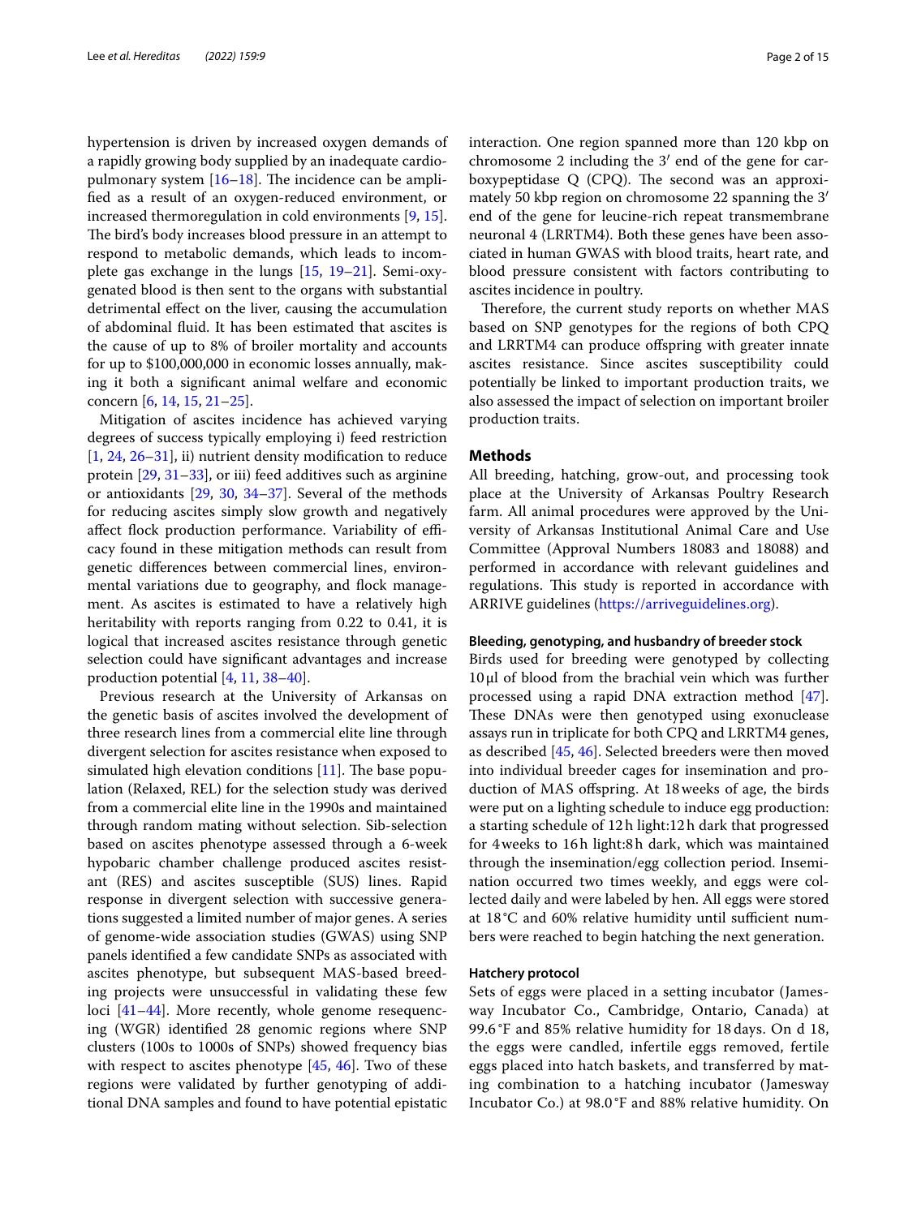hypertension is driven by increased oxygen demands of a rapidly growing body supplied by an inadequate cardiopulmonary system [16–18]. The incidence can be amplified as a result of an oxygen-reduced environment, or increased thermoregulation in cold environments [9, 15]. The bird's body increases blood pressure in an attempt to respond to metabolic demands, which leads to incomplete gas exchange in the lungs [15, 19–21]. Semi-oxygenated blood is then sent to the organs with substantial detrimental effect on the liver, causing the accumulation of abdominal fluid. It has been estimated that ascites is the cause of up to 8% of broiler mortality and accounts for up to $100,000,000 in economic losses annually, making it both a significant animal welfare and economic concern [6, 14, 15, 21–25].

Mitigation of ascites incidence has achieved varying degrees of success typically employing i) feed restriction [1, 24, 26–31], ii) nutrient density modification to reduce protein [29, 31–33], or iii) feed additives such as arginine or antioxidants [29, 30, 34–37]. Several of the methods for reducing ascites simply slow growth and negatively affect flock production performance. Variability of efficacy found in these mitigation methods can result from genetic differences between commercial lines, environmental variations due to geography, and flock management. As ascites is estimated to have a relatively high heritability with reports ranging from 0.22 to 0.41, it is logical that increased ascites resistance through genetic selection could have significant advantages and increase production potential [4, 11, 38–40].

Previous research at the University of Arkansas on the genetic basis of ascites involved the development of three research lines from a commercial elite line through divergent selection for ascites resistance when exposed to simulated high elevation conditions [11]. The base population (Relaxed, REL) for the selection study was derived from a commercial elite line in the 1990s and maintained through random mating without selection. Sib-selection based on ascites phenotype assessed through a 6-week hypobaric chamber challenge produced ascites resistant (RES) and ascites susceptible (SUS) lines. Rapid response in divergent selection with successive generations suggested a limited number of major genes. A series of genome-wide association studies (GWAS) using SNP panels identified a few candidate SNPs as associated with ascites phenotype, but subsequent MAS-based breeding projects were unsuccessful in validating these few loci [41–44]. More recently, whole genome resequencing (WGR) identified 28 genomic regions where SNP clusters (100s to 1000s of SNPs) showed frequency bias with respect to ascites phenotype [45, 46]. Two of these regions were validated by further genotyping of additional DNA samples and found to have potential epistatic interaction. One region spanned more than 120 kbp on chromosome 2 including the 3′ end of the gene for carboxypeptidase Q (CPQ). The second was an approximately 50 kbp region on chromosome 22 spanning the 3′ end of the gene for leucine-rich repeat transmembrane neuronal 4 (LRRTM4). Both these genes have been associated in human GWAS with blood traits, heart rate, and blood pressure consistent with factors contributing to ascites incidence in poultry.

Therefore, the current study reports on whether MAS based on SNP genotypes for the regions of both CPQ and LRRTM4 can produce offspring with greater innate ascites resistance. Since ascites susceptibility could potentially be linked to important production traits, we also assessed the impact of selection on important broiler production traits.

## Methods

All breeding, hatching, grow-out, and processing took place at the University of Arkansas Poultry Research farm. All animal procedures were approved by the University of Arkansas Institutional Animal Care and Use Committee (Approval Numbers 18083 and 18088) and performed in accordance with relevant guidelines and regulations. This study is reported in accordance with ARRIVE guidelines (https://arriveguidelines.org).

### Bleeding, genotyping, and husbandry of breeder stock

Birds used for breeding were genotyped by collecting 10 μl of blood from the brachial vein which was further processed using a rapid DNA extraction method [47]. These DNAs were then genotyped using exonuclease assays run in triplicate for both CPQ and LRRTM4 genes, as described [45, 46]. Selected breeders were then moved into individual breeder cages for insemination and production of MAS offspring. At 18 weeks of age, the birds were put on a lighting schedule to induce egg production: a starting schedule of 12 h light:12 h dark that progressed for 4 weeks to 16 h light:8 h dark, which was maintained through the insemination/egg collection period. Insemination occurred two times weekly, and eggs were collected daily and were labeled by hen. All eggs were stored at 18 °C and 60% relative humidity until sufficient numbers were reached to begin hatching the next generation.

### Hatchery protocol

Sets of eggs were placed in a setting incubator (Jamesway Incubator Co., Cambridge, Ontario, Canada) at 99.6 °F and 85% relative humidity for 18 days. On d 18, the eggs were candled, infertile eggs removed, fertile eggs placed into hatch baskets, and transferred by mating combination to a hatching incubator (Jamesway Incubator Co.) at 98.0 °F and 88% relative humidity. On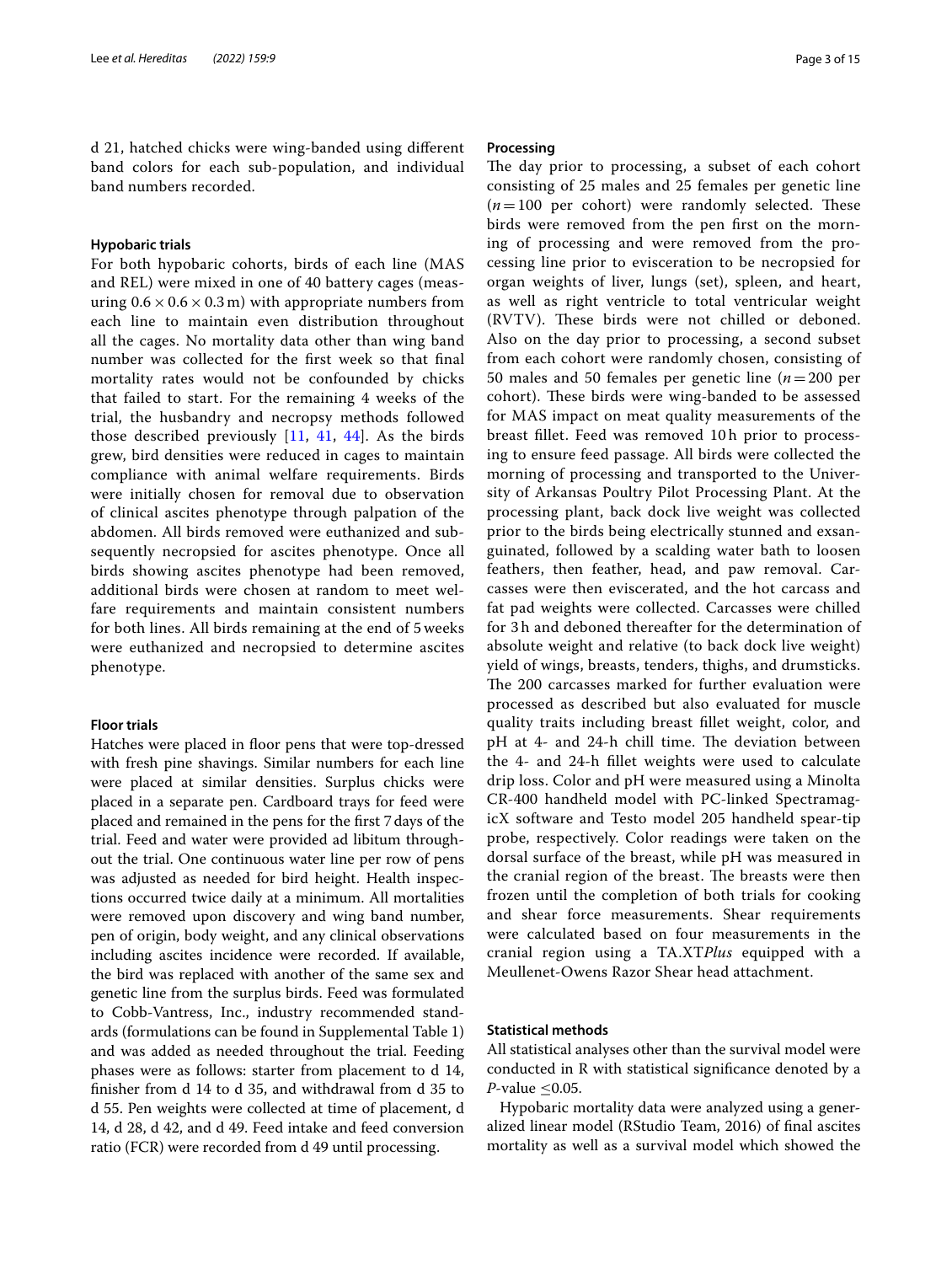d 21, hatched chicks were wing-banded using different band colors for each sub-population, and individual band numbers recorded.

### Hypobaric trials

For both hypobaric cohorts, birds of each line (MAS and REL) were mixed in one of 40 battery cages (measuring $0.6 \times 0.6 \times 0.3$ m) with appropriate numbers from each line to maintain even distribution throughout all the cages. No mortality data other than wing band number was collected for the first week so that final mortality rates would not be confounded by chicks that failed to start. For the remaining 4 weeks of the trial, the husbandry and necropsy methods followed those described previously [11, 41, 44]. As the birds grew, bird densities were reduced in cages to maintain compliance with animal welfare requirements. Birds were initially chosen for removal due to observation of clinical ascites phenotype through palpation of the abdomen. All birds removed were euthanized and subsequently necropsied for ascites phenotype. Once all birds showing ascites phenotype had been removed, additional birds were chosen at random to meet welfare requirements and maintain consistent numbers for both lines. All birds remaining at the end of 5 weeks were euthanized and necropsied to determine ascites phenotype.

### Floor trials

Hatches were placed in floor pens that were top-dressed with fresh pine shavings. Similar numbers for each line were placed at similar densities. Surplus chicks were placed in a separate pen. Cardboard trays for feed were placed and remained in the pens for the first 7 days of the trial. Feed and water were provided ad libitum throughout the trial. One continuous water line per row of pens was adjusted as needed for bird height. Health inspections occurred twice daily at a minimum. All mortalities were removed upon discovery and wing band number, pen of origin, body weight, and any clinical observations including ascites incidence were recorded. If available, the bird was replaced with another of the same sex and genetic line from the surplus birds. Feed was formulated to Cobb-Vantress, Inc., industry recommended standards (formulations can be found in Supplemental Table 1) and was added as needed throughout the trial. Feeding phases were as follows: starter from placement to d 14, finisher from d 14 to d 35, and withdrawal from d 35 to d 55. Pen weights were collected at time of placement, d 14, d 28, d 42, and d 49. Feed intake and feed conversion ratio (FCR) were recorded from d 49 until processing.

### Processing

The day prior to processing, a subset of each cohort consisting of 25 males and 25 females per genetic line ($n = 100$ per cohort) were randomly selected. These birds were removed from the pen first on the morning of processing and were removed from the processing line prior to evisceration to be necropsied for organ weights of liver, lungs (set), spleen, and heart, as well as right ventricle to total ventricular weight (RVTV). These birds were not chilled or deboned. Also on the day prior to processing, a second subset from each cohort were randomly chosen, consisting of 50 males and 50 females per genetic line ($n = 200$ per cohort). These birds were wing-banded to be assessed for MAS impact on meat quality measurements of the breast fillet. Feed was removed 10 h prior to processing to ensure feed passage. All birds were collected the morning of processing and transported to the University of Arkansas Poultry Pilot Processing Plant. At the processing plant, back dock live weight was collected prior to the birds being electrically stunned and exsanguinated, followed by a scalding water bath to loosen feathers, then feather, head, and paw removal. Carcasses were then eviscerated, and the hot carcass and fat pad weights were collected. Carcasses were chilled for 3 h and deboned thereafter for the determination of absolute weight and relative (to back dock live weight) yield of wings, breasts, tenders, thighs, and drumsticks. The 200 carcasses marked for further evaluation were processed as described but also evaluated for muscle quality traits including breast fillet weight, color, and pH at 4- and 24-h chill time. The deviation between the 4- and 24-h fillet weights were used to calculate drip loss. Color and pH were measured using a Minolta CR-400 handheld model with PC-linked SpectramagicX software and Testo model 205 handheld spear-tip probe, respectively. Color readings were taken on the dorsal surface of the breast, while pH was measured in the cranial region of the breast. The breasts were then frozen until the completion of both trials for cooking and shear force measurements. Shear requirements were calculated based on four measurements in the cranial region using a TA.XT*Plus* equipped with a Meullenet-Owens Razor Shear head attachment.

### Statistical methods

All statistical analyses other than the survival model were conducted in R with statistical significance denoted by a $P$-value $\leq 0.05$.

Hypobaric mortality data were analyzed using a generalized linear model (RStudio Team, 2016) of final ascites mortality as well as a survival model which showed the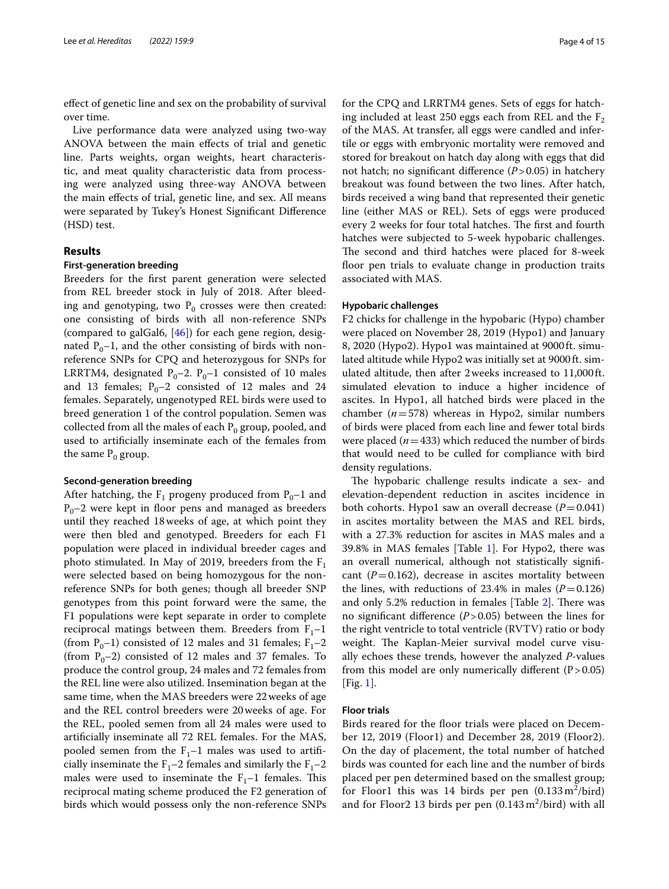effect of genetic line and sex on the probability of survival over time.

Live performance data were analyzed using two-way ANOVA between the main effects of trial and genetic line. Parts weights, organ weights, heart characteristic, and meat quality characteristic data from processing were analyzed using three-way ANOVA between the main effects of trial, genetic line, and sex. All means were separated by Tukey's Honest Significant Difference (HSD) test.

## Results

### First-generation breeding

Breeders for the first parent generation were selected from REL breeder stock in July of 2018. After bleeding and genotyping, two $P_0$ crosses were then created: one consisting of birds with all non-reference SNPs (compared to galGal6, [46]) for each gene region, designated $P_0$–1, and the other consisting of birds with non-reference SNPs for CPQ and heterozygous for SNPs for LRRTM4, designated $P_0$–2. $P_0$–1 consisted of 10 males and 13 females; $P_0$–2 consisted of 12 males and 24 females. Separately, ungenotyped REL birds were used to breed generation 1 of the control population. Semen was collected from all the males of each $P_0$ group, pooled, and used to artificially inseminate each of the females from the same $P_0$ group.

### Second-generation breeding

After hatching, the $F_1$ progeny produced from $P_0$–1 and $P_0$–2 were kept in floor pens and managed as breeders until they reached 18 weeks of age, at which point they were then bled and genotyped. Breeders for each F1 population were placed in individual breeder cages and photo stimulated. In May of 2019, breeders from the $F_1$ were selected based on being homozygous for the non-reference SNPs for both genes; though all breeder SNP genotypes from this point forward were the same, the F1 populations were kept separate in order to complete reciprocal matings between them. Breeders from $F_1$–1 (from $P_0$–1) consisted of 12 males and 31 females; $F_1$–2 (from $P_0$–2) consisted of 12 males and 37 females. To produce the control group, 24 males and 72 females from the REL line were also utilized. Insemination began at the same time, when the MAS breeders were 22 weeks of age and the REL control breeders were 20 weeks of age. For the REL, pooled semen from all 24 males were used to artificially inseminate all 72 REL females. For the MAS, pooled semen from the $F_1$–1 males was used to artificially inseminate the $F_1$–2 females and similarly the $F_1$–2 males were used to inseminate the $F_1$–1 females. This reciprocal mating scheme produced the F2 generation of birds which would possess only the non-reference SNPs for the CPQ and LRRTM4 genes. Sets of eggs for hatching included at least 250 eggs each from REL and the $F_2$ of the MAS. At transfer, all eggs were candled and infertile or eggs with embryonic mortality were removed and stored for breakout on hatch day along with eggs that did not hatch; no significant difference ($P > 0.05$) in hatchery breakout was found between the two lines. After hatch, birds received a wing band that represented their genetic line (either MAS or REL). Sets of eggs were produced every 2 weeks for four total hatches. The first and fourth hatches were subjected to 5-week hypobaric challenges. The second and third hatches were placed for 8-week floor pen trials to evaluate change in production traits associated with MAS.

### Hypobaric challenges

F2 chicks for challenge in the hypobaric (Hypo) chamber were placed on November 28, 2019 (Hypo1) and January 8, 2020 (Hypo2). Hypo1 was maintained at 9000 ft. simulated altitude while Hypo2 was initially set at 9000 ft. simulated altitude, then after 2 weeks increased to 11,000 ft. simulated elevation to induce a higher incidence of ascites. In Hypo1, all hatched birds were placed in the chamber ($n = 578$) whereas in Hypo2, similar numbers of birds were placed from each line and fewer total birds were placed ($n = 433$) which reduced the number of birds that would need to be culled for compliance with bird density regulations.

The hypobaric challenge results indicate a sex- and elevation-dependent reduction in ascites incidence in both cohorts. Hypo1 saw an overall decrease ($P = 0.041$) in ascites mortality between the MAS and REL birds, with a 27.3% reduction for ascites in MAS males and a 39.8% in MAS females [Table 1]. For Hypo2, there was an overall numerical, although not statistically significant ($P = 0.162$), decrease in ascites mortality between the lines, with reductions of 23.4% in males ($P = 0.126$) and only 5.2% reduction in females [Table 2]. There was no significant difference ($P > 0.05$) between the lines for the right ventricle to total ventricle (RVTV) ratio or body weight. The Kaplan-Meier survival model curve visually echoes these trends, however the analyzed *P*-values from this model are only numerically different ($P > 0.05$) [Fig. 1].

### Floor trials

Birds reared for the floor trials were placed on December 12, 2019 (Floor1) and December 28, 2019 (Floor2). On the day of placement, the total number of hatched birds was counted for each line and the number of birds placed per pen determined based on the smallest group; for Floor1 this was 14 birds per pen ($0.133\,m^2$/bird) and for Floor2 13 birds per pen ($0.143\,m^2$/bird) with all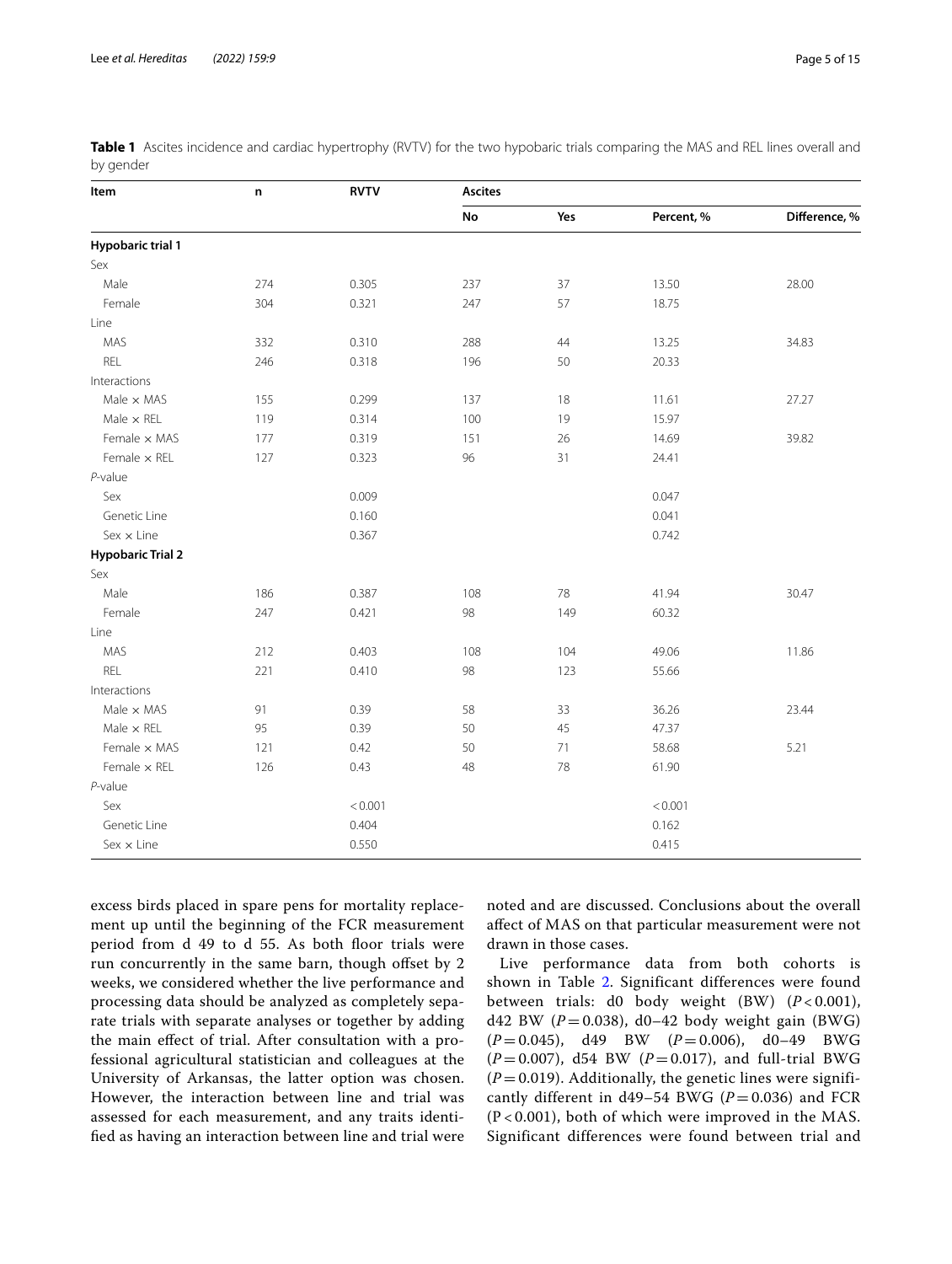**Table 1** Ascites incidence and cardiac hypertrophy (RVTV) for the two hypobaric trials comparing the MAS and REL lines overall and by gender

| Item | n | RVTV | Ascites | | | |
|---|---|---|---|---|---|---|
| | | | No | Yes | Percent, % | Difference, % |
| **Hypobaric trial 1** | | | | | | |
| Sex | | | | | | |
| Male | 274 | 0.305 | 237 | 37 | 13.50 | 28.00 |
| Female | 304 | 0.321 | 247 | 57 | 18.75 | |
| Line | | | | | | |
| MAS | 332 | 0.310 | 288 | 44 | 13.25 | 34.83 |
| REL | 246 | 0.318 | 196 | 50 | 20.33 | |
| Interactions | | | | | | |
| Male × MAS | 155 | 0.299 | 137 | 18 | 11.61 | 27.27 |
| Male × REL | 119 | 0.314 | 100 | 19 | 15.97 | |
| Female × MAS | 177 | 0.319 | 151 | 26 | 14.69 | 39.82 |
| Female × REL | 127 | 0.323 | 96 | 31 | 24.41 | |
| *P*-value | | | | | | |
| Sex | | 0.009 | | | 0.047 | |
| Genetic Line | | 0.160 | | | 0.041 | |
| Sex × Line | | 0.367 | | | 0.742 | |
| **Hypobaric Trial 2** | | | | | | |
| Sex | | | | | | |
| Male | 186 | 0.387 | 108 | 78 | 41.94 | 30.47 |
| Female | 247 | 0.421 | 98 | 149 | 60.32 | |
| Line | | | | | | |
| MAS | 212 | 0.403 | 108 | 104 | 49.06 | 11.86 |
| REL | 221 | 0.410 | 98 | 123 | 55.66 | |
| Interactions | | | | | | |
| Male × MAS | 91 | 0.39 | 58 | 33 | 36.26 | 23.44 |
| Male × REL | 95 | 0.39 | 50 | 45 | 47.37 | |
| Female × MAS | 121 | 0.42 | 50 | 71 | 58.68 | 5.21 |
| Female × REL | 126 | 0.43 | 48 | 78 | 61.90 | |
| *P*-value | | | | | | |
| Sex | | < 0.001 | | | < 0.001 | |
| Genetic Line | | 0.404 | | | 0.162 | |
| Sex × Line | | 0.550 | | | 0.415 | |

excess birds placed in spare pens for mortality replacement up until the beginning of the FCR measurement period from d 49 to d 55. As both floor trials were run concurrently in the same barn, though offset by 2 weeks, we considered whether the live performance and processing data should be analyzed as completely separate trials with separate analyses or together by adding the main effect of trial. After consultation with a professional agricultural statistician and colleagues at the University of Arkansas, the latter option was chosen. However, the interaction between line and trial was assessed for each measurement, and any traits identified as having an interaction between line and trial were noted and are discussed. Conclusions about the overall affect of MAS on that particular measurement were not drawn in those cases.

Live performance data from both cohorts is shown in Table 2. Significant differences were found between trials: d0 body weight (BW) ($P < 0.001$), d42 BW ($P = 0.038$), d0–42 body weight gain (BWG) ($P = 0.045$), d49 BW ($P = 0.006$), d0–49 BWG ($P = 0.007$), d54 BW ($P = 0.017$), and full-trial BWG ($P = 0.019$). Additionally, the genetic lines were significantly different in d49–54 BWG ($P = 0.036$) and FCR ($P < 0.001$), both of which were improved in the MAS. Significant differences were found between trial and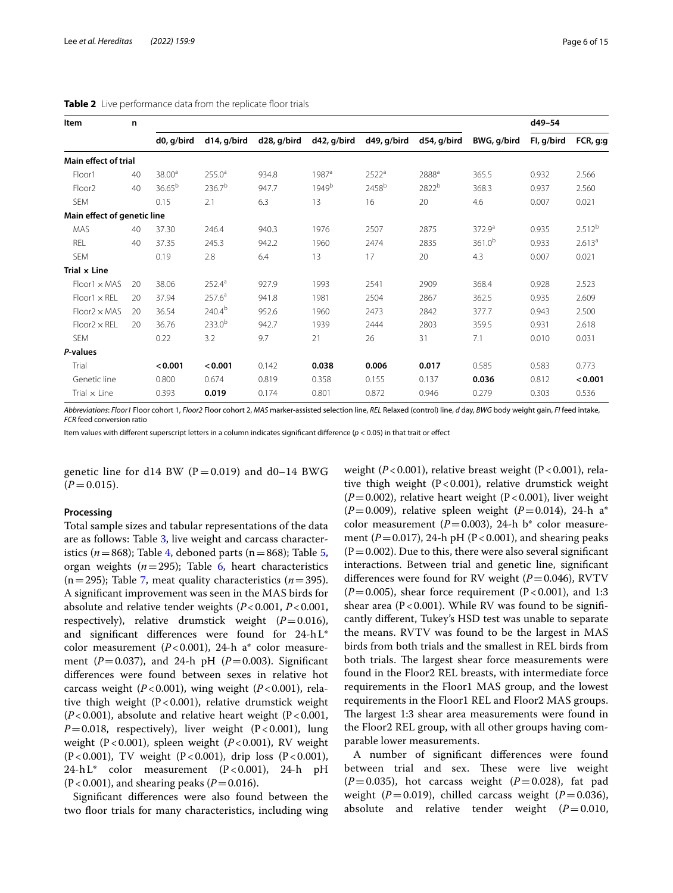**Table 2** Live performance data from the replicate floor trials

| Item | n | d0, g/bird | d14, g/bird | d28, g/bird | d42, g/bird | d49, g/bird | d54, g/bird | d49–54 | | |
|---|---|---|---|---|---|---|---|---|---|---|
| | | | | | | | | BWG, g/bird | FI, g/bird | FCR, g:g |
| **Main effect of trial** | | | | | | | | | | |
| Floor1 | 40 | 38.00[a] | 255.0[a] | 934.8 | 1987[a] | 2522[a] | 2888[a] | 365.5 | 0.932 | 2.566 |
| Floor2 | 40 | 36.65[b] | 236.7[b] | 947.7 | 1949[b] | 2458[b] | 2822[b] | 368.3 | 0.937 | 2.560 |
| SEM | | 0.15 | 2.1 | 6.3 | 13 | 16 | 20 | 4.6 | 0.007 | 0.021 |
| **Main effect of genetic line** | | | | | | | | | | |
| MAS | 40 | 37.30 | 246.4 | 940.3 | 1976 | 2507 | 2875 | 372.9[a] | 0.935 | 2.512[b] |
| REL | 40 | 37.35 | 245.3 | 942.2 | 1960 | 2474 | 2835 | 361.0[b] | 0.933 | 2.613[a] |
| SEM | | 0.19 | 2.8 | 6.4 | 13 | 17 | 20 | 4.3 | 0.007 | 0.021 |
| **Trial × Line** | | | | | | | | | | |
| Floor1 × MAS | 20 | 38.06 | 252.4[a] | 927.9 | 1993 | 2541 | 2909 | 368.4 | 0.928 | 2.523 |
| Floor1 × REL | 20 | 37.94 | 257.6[a] | 941.8 | 1981 | 2504 | 2867 | 362.5 | 0.935 | 2.609 |
| Floor2 × MAS | 20 | 36.54 | 240.4[b] | 952.6 | 1960 | 2473 | 2842 | 377.7 | 0.943 | 2.500 |
| Floor2 × REL | 20 | 36.76 | 233.0[b] | 942.7 | 1939 | 2444 | 2803 | 359.5 | 0.931 | 2.618 |
| SEM | | 0.22 | 3.2 | 9.7 | 21 | 26 | 31 | 7.1 | 0.010 | 0.031 |
| ***P*-values** | | | | | | | | | | |
| Trial | | **< 0.001** | **< 0.001** | 0.142 | **0.038** | **0.006** | **0.017** | 0.585 | 0.583 | 0.773 |
| Genetic line | | 0.800 | 0.674 | 0.819 | 0.358 | 0.155 | 0.137 | **0.036** | 0.812 | **< 0.001** |
| Trial × Line | | 0.393 | **0.019** | 0.174 | 0.801 | 0.872 | 0.946 | 0.279 | 0.303 | 0.536 |

*Abbreviations*: *Floor1* Floor cohort 1, *Floor2* Floor cohort 2, *MAS* marker-assisted selection line, *REL* Relaxed (control) line, *d* day, *BWG* body weight gain, *FI* feed intake, *FCR* feed conversion ratio

Item values with different superscript letters in a column indicates significant difference ($p < 0.05$) in that trait or effect

genetic line for d14 BW ($P = 0.019$) and d0–14 BWG ($P = 0.015$).

### Processing

Total sample sizes and tabular representations of the data are as follows: Table 3, live weight and carcass characteristics ($n = 868$); Table 4, deboned parts ($n = 868$); Table 5, organ weights ($n = 295$); Table 6, heart characteristics ($n = 295$); Table 7, meat quality characteristics ($n = 395$). A significant improvement was seen in the MAS birds for absolute and relative tender weights ($P < 0.001$, $P < 0.001$, respectively), relative drumstick weight ($P = 0.016$), and significant differences were found for 24-h L* color measurement ($P < 0.001$), 24-h a* color measurement ($P = 0.037$), and 24-h pH ($P = 0.003$). Significant differences were found between sexes in relative hot carcass weight ($P < 0.001$), wing weight ($P < 0.001$), relative thigh weight ($P < 0.001$), relative drumstick weight ($P < 0.001$), absolute and relative heart weight ($P < 0.001$, $P = 0.018$, respectively), liver weight ($P < 0.001$), lung weight ($P < 0.001$), spleen weight ($P < 0.001$), RV weight ($P < 0.001$), TV weight ($P < 0.001$), drip loss ($P < 0.001$), 24-h L* color measurement ($P < 0.001$), 24-h pH ($P < 0.001$), and shearing peaks ($P = 0.016$).

Significant differences were also found between the two floor trials for many characteristics, including wing weight ($P < 0.001$), relative breast weight ($P < 0.001$), relative thigh weight ($P < 0.001$), relative drumstick weight ($P = 0.002$), relative heart weight ($P < 0.001$), liver weight ($P = 0.009$), relative spleen weight ($P = 0.014$), 24-h a* color measurement ($P = 0.003$), 24-h b* color measurement ($P = 0.017$), 24-h pH ($P < 0.001$), and shearing peaks ($P = 0.002$). Due to this, there were also several significant interactions. Between trial and genetic line, significant differences were found for RV weight ($P = 0.046$), RVTV ($P = 0.005$), shear force requirement ($P < 0.001$), and 1:3 shear area ($P < 0.001$). While RV was found to be significantly different, Tukey's HSD test was unable to separate the means. RVTV was found to be the largest in MAS birds from both trials and the smallest in REL birds from both trials. The largest shear force measurements were found in the Floor2 REL breasts, with intermediate force requirements in the Floor1 MAS group, and the lowest requirements in the Floor1 REL and Floor2 MAS groups. The largest 1:3 shear area measurements were found in the Floor2 REL group, with all other groups having comparable lower measurements.

A number of significant differences were found between trial and sex. These were live weight ($P = 0.035$), hot carcass weight ($P = 0.028$), fat pad weight ($P = 0.019$), chilled carcass weight ($P = 0.036$), absolute and relative tender weight ($P = 0.010$,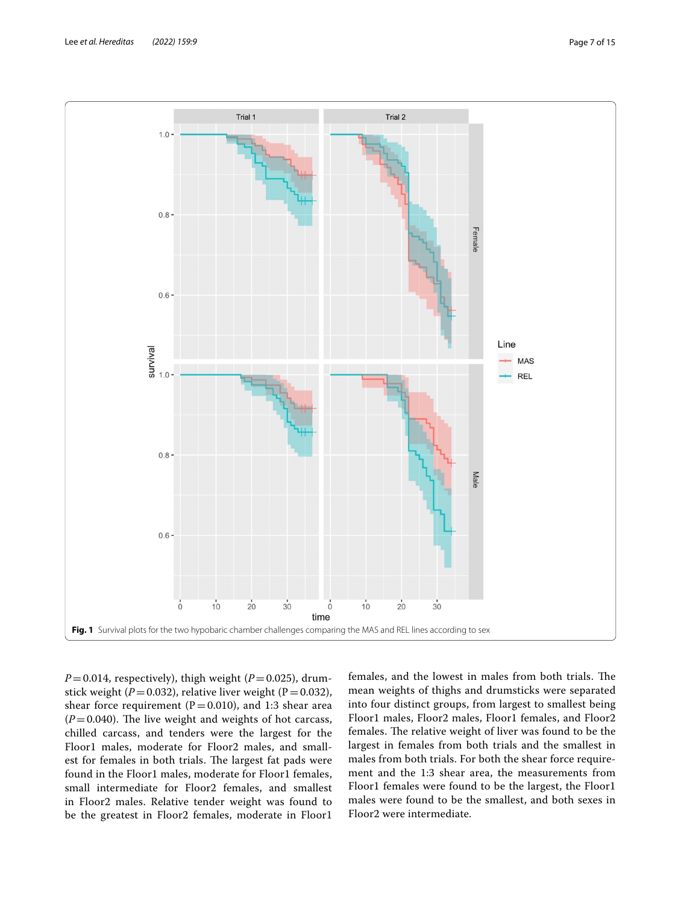Fig. 1 Survival plots for the two hypobaric chamber challenges comparing the MAS and REL lines according to sex

$P=0.014$, respectively), thigh weight ($P=0.025$), drumstick weight ($P=0.032$), relative liver weight ($P=0.032$), shear force requirement ($P=0.010$), and 1:3 shear area ($P=0.040$). The live weight and weights of hot carcass, chilled carcass, and tenders were the largest for the Floor1 males, moderate for Floor2 males, and smallest for females in both trials. The largest fat pads were found in the Floor1 males, moderate for Floor1 females, small intermediate for Floor2 females, and smallest in Floor2 males. Relative tender weight was found to be the greatest in Floor2 females, moderate in Floor1 females, and the lowest in males from both trials. The mean weights of thighs and drumsticks were separated into four distinct groups, from largest to smallest being Floor1 males, Floor2 males, Floor1 females, and Floor2 females. The relative weight of liver was found to be the largest in females from both trials and the smallest in males from both trials. For both the shear force requirement and the 1:3 shear area, the measurements from Floor1 females were found to be the largest, the Floor1 males were found to be the smallest, and both sexes in Floor2 were intermediate.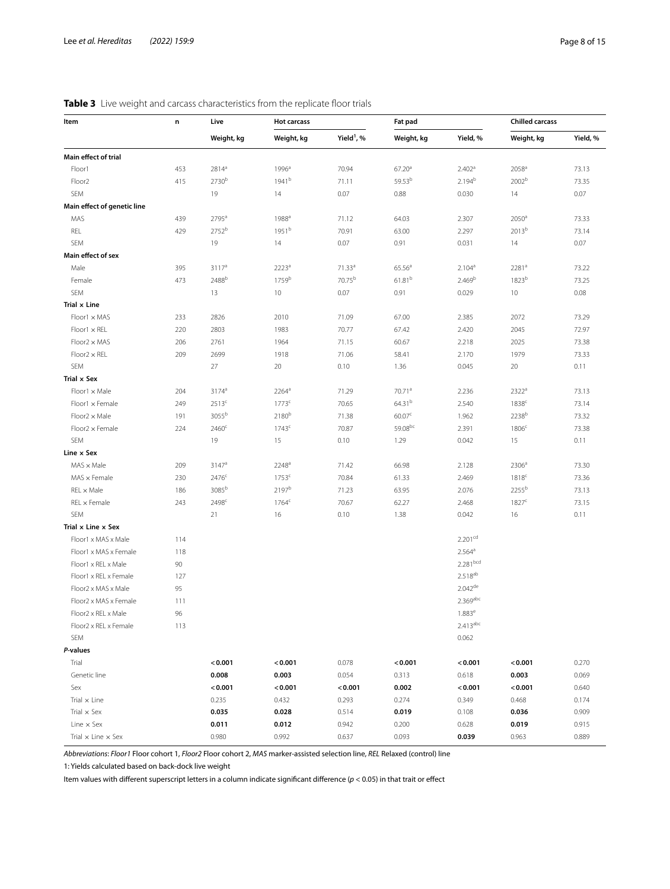**Table 3** Live weight and carcass characteristics from the replicate floor trials

| Item | n | Live | Hot carcass | | Fat pad | | Chilled carcass | |
|---|---|---|---|---|---|---|---|---|
| | | Weight, kg | Weight, kg | Yield[1], % | Weight, kg | Yield, % | Weight, kg | Yield, % |
| **Main effect of trial** | | | | | | | | |
| Floor1 | 453 | 2814[a] | 1996[a] | 70.94 | 67.20[a] | 2.402[a] | 2058[a] | 73.13 |
| Floor2 | 415 | 2730[b] | 1941[b] | 71.11 | 59.53[b] | 2.194[b] | 2002[b] | 73.35 |
| SEM | | 19 | 14 | 0.07 | 0.88 | 0.030 | 14 | 0.07 |
| **Main effect of genetic line** | | | | | | | | |
| MAS | 439 | 2795[a] | 1988[a] | 71.12 | 64.03 | 2.307 | 2050[a] | 73.33 |
| REL | 429 | 2752[b] | 1951[b] | 70.91 | 63.00 | 2.297 | 2013[b] | 73.14 |
| SEM | | 19 | 14 | 0.07 | 0.91 | 0.031 | 14 | 0.07 |
| **Main effect of sex** | | | | | | | | |
| Male | 395 | 3117[a] | 2223[a] | 71.33[a] | 65.56[a] | 2.104[a] | 2281[a] | 73.22 |
| Female | 473 | 2488[b] | 1759[b] | 70.75[b] | 61.81[b] | 2.469[b] | 1823[b] | 73.25 |
| SEM | | 13 | 10 | 0.07 | 0.91 | 0.029 | 10 | 0.08 |
| **Trial × Line** | | | | | | | | |
| Floor1 × MAS | 233 | 2826 | 2010 | 71.09 | 67.00 | 2.385 | 2072 | 73.29 |
| Floor1 × REL | 220 | 2803 | 1983 | 70.77 | 67.42 | 2.420 | 2045 | 72.97 |
| Floor2 × MAS | 206 | 2761 | 1964 | 71.15 | 60.67 | 2.218 | 2025 | 73.38 |
| Floor2 × REL | 209 | 2699 | 1918 | 71.06 | 58.41 | 2.170 | 1979 | 73.33 |
| SEM | | 27 | 20 | 0.10 | 1.36 | 0.045 | 20 | 0.11 |
| **Trial × Sex** | | | | | | | | |
| Floor1 × Male | 204 | 3174[a] | 2264[a] | 71.29 | 70.71[a] | 2.236 | 2322[a] | 73.13 |
| Floor1 × Female | 249 | 2513[c] | 1773[c] | 70.65 | 64.31[b] | 2.540 | 1838[c] | 73.14 |
| Floor2 × Male | 191 | 3055[b] | 2180[b] | 71.38 | 60.07[c] | 1.962 | 2238[b] | 73.32 |
| Floor2 × Female | 224 | 2460[c] | 1743[c] | 70.87 | 59.08[bc] | 2.391 | 1806[c] | 73.38 |
| SEM | | 19 | 15 | 0.10 | 1.29 | 0.042 | 15 | 0.11 |
| **Line × Sex** | | | | | | | | |
| MAS × Male | 209 | 3147[a] | 2248[a] | 71.42 | 66.98 | 2.128 | 2306[a] | 73.30 |
| MAS × Female | 230 | 2476[c] | 1753[c] | 70.84 | 61.33 | 2.469 | 1818[c] | 73.36 |
| REL × Male | 186 | 3085[b] | 2197[b] | 71.23 | 63.95 | 2.076 | 2255[b] | 73.13 |
| REL × Female | 243 | 2498[c] | 1764[c] | 70.67 | 62.27 | 2.468 | 1827[c] | 73.15 |
| SEM | | 21 | 16 | 0.10 | 1.38 | 0.042 | 16 | 0.11 |
| **Trial × Line × Sex** | | | | | | | | |
| Floor1 x MAS x Male | 114 | | | | | 2.201[cd] | | |
| Floor1 x MAS x Female | 118 | | | | | 2.564[a] | | |
| Floor1 x REL x Male | 90 | | | | | 2.281[bcd] | | |
| Floor1 x REL x Female | 127 | | | | | 2.518[ab] | | |
| Floor2 x MAS x Male | 95 | | | | | 2.042[de] | | |
| Floor2 x MAS x Female | 111 | | | | | 2.369[abc] | | |
| Floor2 x REL x Male | 96 | | | | | 1.883[e] | | |
| Floor2 x REL x Female | 113 | | | | | 2.413[abc] | | |
| SEM | | | | | | 0.062 | | |
| ***P*-values** | | | | | | | | |
| Trial | | **< 0.001** | **< 0.001** | 0.078 | **< 0.001** | **< 0.001** | **< 0.001** | 0.270 |
| Genetic line | | **0.008** | **0.003** | 0.054 | 0.313 | 0.618 | **0.003** | 0.069 |
| Sex | | **< 0.001** | **< 0.001** | **< 0.001** | **0.002** | **< 0.001** | **< 0.001** | 0.640 |
| Trial × Line | | 0.235 | 0.432 | 0.293 | 0.274 | 0.349 | 0.468 | 0.174 |
| Trial × Sex | | **0.035** | **0.028** | 0.514 | **0.019** | 0.108 | **0.036** | 0.909 |
| Line × Sex | | **0.011** | **0.012** | 0.942 | 0.200 | 0.628 | **0.019** | 0.915 |
| Trial × Line × Sex | | 0.980 | 0.992 | 0.637 | 0.093 | **0.039** | 0.963 | 0.889 |

*Abbreviations*: *Floor1* Floor cohort 1, *Floor2* Floor cohort 2, *MAS* marker-assisted selection line, *REL* Relaxed (control) line

1: Yields calculated based on back-dock live weight

Item values with different superscript letters in a column indicate significant difference ($p < 0.05$) in that trait or effect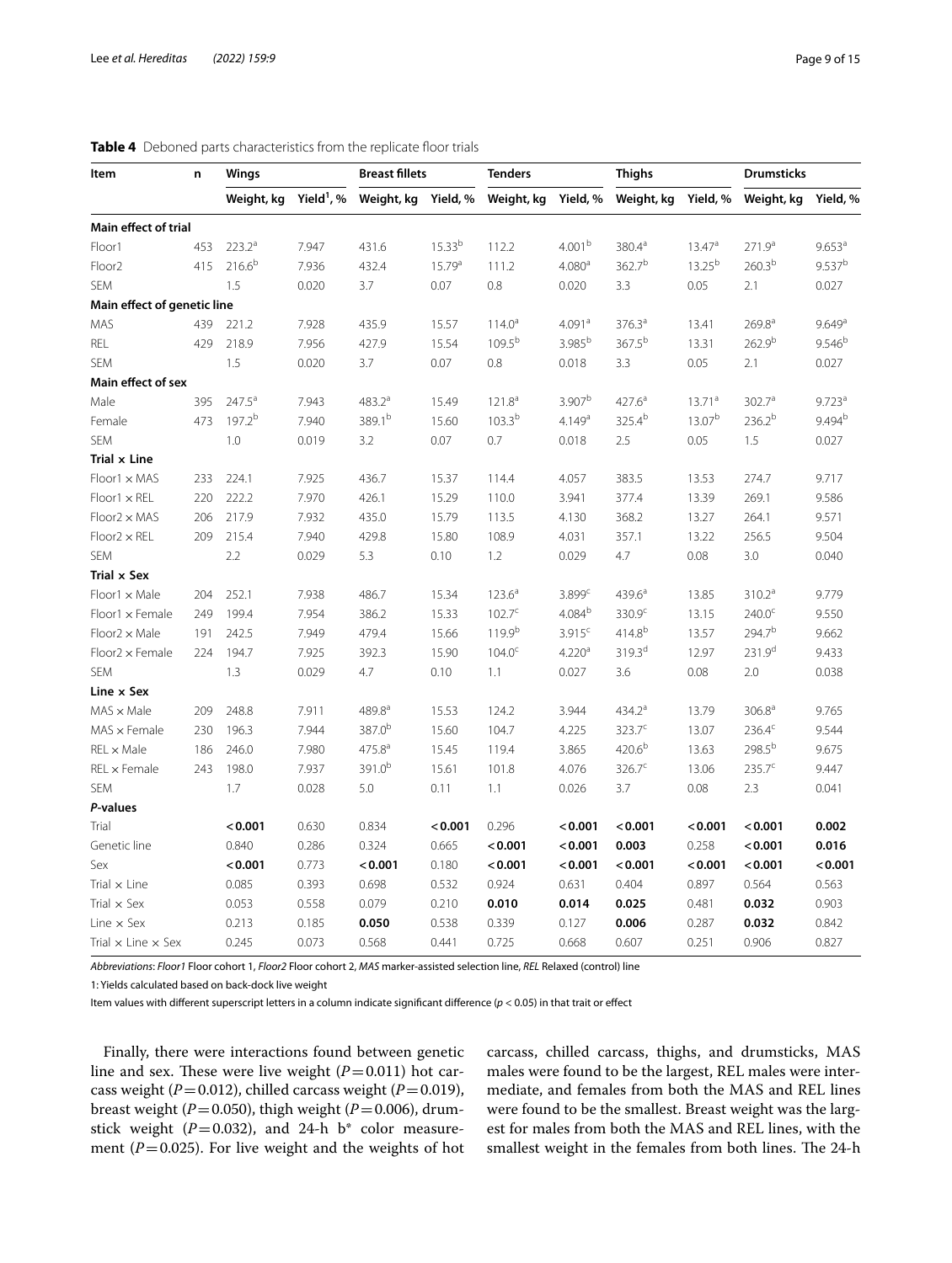**Table 4** Deboned parts characteristics from the replicate floor trials

| Item | n | Wings | | Breast fillets | | Tenders | | Thighs | | Drumsticks | |
|---|---|---|---|---|---|---|---|---|---|---|---|
| | | Weight, kg | Yield[1], % | Weight, kg | Yield, % | Weight, kg | Yield, % | Weight, kg | Yield, % | Weight, kg | Yield, % |
| **Main effect of trial** | | | | | | | | | | | |
| Floor1 | 453 | 223.2[a] | 7.947 | 431.6 | 15.33[b] | 112.2 | 4.001[b] | 380.4[a] | 13.47[a] | 271.9[a] | 9.653[a] |
| Floor2 | 415 | 216.6[b] | 7.936 | 432.4 | 15.79[a] | 111.2 | 4.080[a] | 362.7[b] | 13.25[b] | 260.3[b] | 9.537[b] |
| SEM | | 1.5 | 0.020 | 3.7 | 0.07 | 0.8 | 0.020 | 3.3 | 0.05 | 2.1 | 0.027 |
| **Main effect of genetic line** | | | | | | | | | | | |
| MAS | 439 | 221.2 | 7.928 | 435.9 | 15.57 | 114.0[a] | 4.091[a] | 376.3[a] | 13.41 | 269.8[a] | 9.649[a] |
| REL | 429 | 218.9 | 7.956 | 427.9 | 15.54 | 109.5[b] | 3.985[b] | 367.5[b] | 13.31 | 262.9[b] | 9.546[b] |
| SEM | | 1.5 | 0.020 | 3.7 | 0.07 | 0.8 | 0.018 | 3.3 | 0.05 | 2.1 | 0.027 |
| **Main effect of sex** | | | | | | | | | | | |
| Male | 395 | 247.5[a] | 7.943 | 483.2[a] | 15.49 | 121.8[a] | 3.907[b] | 427.6[a] | 13.71[a] | 302.7[a] | 9.723[a] |
| Female | 473 | 197.2[b] | 7.940 | 389.1[b] | 15.60 | 103.3[b] | 4.149[a] | 325.4[b] | 13.07[b] | 236.2[b] | 9.494[b] |
| SEM | | 1.0 | 0.019 | 3.2 | 0.07 | 0.7 | 0.018 | 2.5 | 0.05 | 1.5 | 0.027 |
| **Trial × Line** | | | | | | | | | | | |
| Floor1 × MAS | 233 | 224.1 | 7.925 | 436.7 | 15.37 | 114.4 | 4.057 | 383.5 | 13.53 | 274.7 | 9.717 |
| Floor1 × REL | 220 | 222.2 | 7.970 | 426.1 | 15.29 | 110.0 | 3.941 | 377.4 | 13.39 | 269.1 | 9.586 |
| Floor2 × MAS | 206 | 217.9 | 7.932 | 435.0 | 15.79 | 113.5 | 4.130 | 368.2 | 13.27 | 264.1 | 9.571 |
| Floor2 × REL | 209 | 215.4 | 7.940 | 429.8 | 15.80 | 108.9 | 4.031 | 357.1 | 13.22 | 256.5 | 9.504 |
| SEM | | 2.2 | 0.029 | 5.3 | 0.10 | 1.2 | 0.029 | 4.7 | 0.08 | 3.0 | 0.040 |
| **Trial × Sex** | | | | | | | | | | | |
| Floor1 × Male | 204 | 252.1 | 7.938 | 486.7 | 15.34 | 123.6[a] | 3.899[c] | 439.6[a] | 13.85 | 310.2[a] | 9.779 |
| Floor1 × Female | 249 | 199.4 | 7.954 | 386.2 | 15.33 | 102.7[c] | 4.084[b] | 330.9[c] | 13.15 | 240.0[c] | 9.550 |
| Floor2 × Male | 191 | 242.5 | 7.949 | 479.4 | 15.66 | 119.9[b] | 3.915[c] | 414.8[b] | 13.57 | 294.7[b] | 9.662 |
| Floor2 × Female | 224 | 194.7 | 7.925 | 392.3 | 15.90 | 104.0[c] | 4.220[a] | 319.3[d] | 12.97 | 231.9[d] | 9.433 |
| SEM | | 1.3 | 0.029 | 4.7 | 0.10 | 1.1 | 0.027 | 3.6 | 0.08 | 2.0 | 0.038 |
| **Line × Sex** | | | | | | | | | | | |
| MAS × Male | 209 | 248.8 | 7.911 | 489.8[a] | 15.53 | 124.2 | 3.944 | 434.2[a] | 13.79 | 306.8[a] | 9.765 |
| MAS × Female | 230 | 196.3 | 7.944 | 387.0[b] | 15.60 | 104.7 | 4.225 | 323.7[c] | 13.07 | 236.4[c] | 9.544 |
| REL × Male | 186 | 246.0 | 7.980 | 475.8[a] | 15.45 | 119.4 | 3.865 | 420.6[b] | 13.63 | 298.5[b] | 9.675 |
| REL × Female | 243 | 198.0 | 7.937 | 391.0[b] | 15.61 | 101.8 | 4.076 | 326.7[c] | 13.06 | 235.7[c] | 9.447 |
| SEM | | 1.7 | 0.028 | 5.0 | 0.11 | 1.1 | 0.026 | 3.7 | 0.08 | 2.3 | 0.041 |
| ***P*-values** | | | | | | | | | | | |
| Trial | | **< 0.001** | 0.630 | 0.834 | **< 0.001** | 0.296 | **< 0.001** | **< 0.001** | **< 0.001** | **< 0.001** | **0.002** |
| Genetic line | | 0.840 | 0.286 | 0.324 | 0.665 | **< 0.001** | **< 0.001** | **0.003** | 0.258 | **< 0.001** | **0.016** |
| Sex | | **< 0.001** | 0.773 | **< 0.001** | 0.180 | **< 0.001** | **< 0.001** | **< 0.001** | **< 0.001** | **< 0.001** | **< 0.001** |
| Trial × Line | | 0.085 | 0.393 | 0.698 | 0.532 | 0.924 | 0.631 | 0.404 | 0.897 | 0.564 | 0.563 |
| Trial × Sex | | 0.053 | 0.558 | 0.079 | 0.210 | **0.010** | **0.014** | **0.025** | 0.481 | **0.032** | 0.903 |
| Line × Sex | | 0.213 | 0.185 | **0.050** | 0.538 | 0.339 | 0.127 | **0.006** | 0.287 | **0.032** | 0.842 |
| Trial × Line × Sex | | 0.245 | 0.073 | 0.568 | 0.441 | 0.725 | 0.668 | 0.607 | 0.251 | 0.906 | 0.827 |

*Abbreviations*: *Floor1* Floor cohort 1, *Floor2* Floor cohort 2, *MAS* marker-assisted selection line, *REL* Relaxed (control) line

1: Yields calculated based on back-dock live weight

Item values with different superscript letters in a column indicate significant difference ($p < 0.05$) in that trait or effect

Finally, there were interactions found between genetic line and sex. These were live weight ($P = 0.011$) hot carcass weight ($P = 0.012$), chilled carcass weight ($P = 0.019$), breast weight ($P = 0.050$), thigh weight ($P = 0.006$), drumstick weight ($P = 0.032$), and 24-h b* color measurement ($P = 0.025$). For live weight and the weights of hot carcass, chilled carcass, thighs, and drumsticks, MAS males were found to be the largest, REL males were intermediate, and females from both the MAS and REL lines were found to be the smallest. Breast weight was the largest for males from both the MAS and REL lines, with the smallest weight in the females from both lines. The 24-h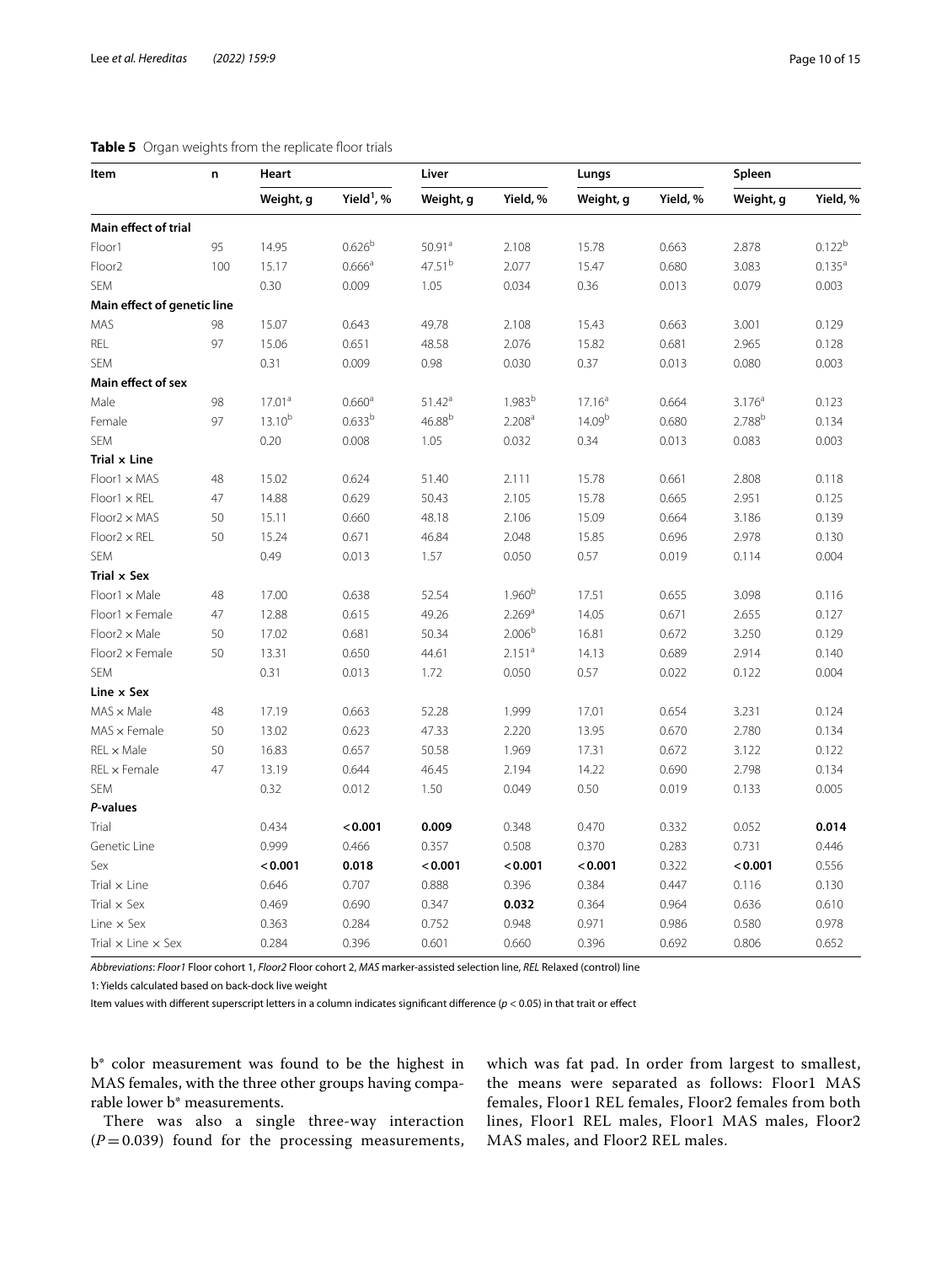**Table 5** Organ weights from the replicate floor trials

| Item | n | Heart | | Liver | | Lungs | | Spleen | |
|---|---|---|---|---|---|---|---|---|---|
| | | Weight, g | Yield[1], % | Weight, g | Yield, % | Weight, g | Yield, % | Weight, g | Yield, % |
| **Main effect of trial** | | | | | | | | | |
| Floor1 | 95 | 14.95 | 0.626[b] | 50.91[a] | 2.108 | 15.78 | 0.663 | 2.878 | 0.122[b] |
| Floor2 | 100 | 15.17 | 0.666[a] | 47.51[b] | 2.077 | 15.47 | 0.680 | 3.083 | 0.135[a] |
| SEM | | 0.30 | 0.009 | 1.05 | 0.034 | 0.36 | 0.013 | 0.079 | 0.003 |
| **Main effect of genetic line** | | | | | | | | | |
| MAS | 98 | 15.07 | 0.643 | 49.78 | 2.108 | 15.43 | 0.663 | 3.001 | 0.129 |
| REL | 97 | 15.06 | 0.651 | 48.58 | 2.076 | 15.82 | 0.681 | 2.965 | 0.128 |
| SEM | | 0.31 | 0.009 | 0.98 | 0.030 | 0.37 | 0.013 | 0.080 | 0.003 |
| **Main effect of sex** | | | | | | | | | |
| Male | 98 | 17.01[a] | 0.660[a] | 51.42[a] | 1.983[b] | 17.16[a] | 0.664 | 3.176[a] | 0.123 |
| Female | 97 | 13.10[b] | 0.633[b] | 46.88[b] | 2.208[a] | 14.09[b] | 0.680 | 2.788[b] | 0.134 |
| SEM | | 0.20 | 0.008 | 1.05 | 0.032 | 0.34 | 0.013 | 0.083 | 0.003 |
| **Trial × Line** | | | | | | | | | |
| Floor1 × MAS | 48 | 15.02 | 0.624 | 51.40 | 2.111 | 15.78 | 0.661 | 2.808 | 0.118 |
| Floor1 × REL | 47 | 14.88 | 0.629 | 50.43 | 2.105 | 15.78 | 0.665 | 2.951 | 0.125 |
| Floor2 × MAS | 50 | 15.11 | 0.660 | 48.18 | 2.106 | 15.09 | 0.664 | 3.186 | 0.139 |
| Floor2 × REL | 50 | 15.24 | 0.671 | 46.84 | 2.048 | 15.85 | 0.696 | 2.978 | 0.130 |
| SEM | | 0.49 | 0.013 | 1.57 | 0.050 | 0.57 | 0.019 | 0.114 | 0.004 |
| **Trial × Sex** | | | | | | | | | |
| Floor1 × Male | 48 | 17.00 | 0.638 | 52.54 | 1.960[b] | 17.51 | 0.655 | 3.098 | 0.116 |
| Floor1 × Female | 47 | 12.88 | 0.615 | 49.26 | 2.269[a] | 14.05 | 0.671 | 2.655 | 0.127 |
| Floor2 × Male | 50 | 17.02 | 0.681 | 50.34 | 2.006[b] | 16.81 | 0.672 | 3.250 | 0.129 |
| Floor2 × Female | 50 | 13.31 | 0.650 | 44.61 | 2.151[a] | 14.13 | 0.689 | 2.914 | 0.140 |
| SEM | | 0.31 | 0.013 | 1.72 | 0.050 | 0.57 | 0.022 | 0.122 | 0.004 |
| **Line × Sex** | | | | | | | | | |
| MAS × Male | 48 | 17.19 | 0.663 | 52.28 | 1.999 | 17.01 | 0.654 | 3.231 | 0.124 |
| MAS × Female | 50 | 13.02 | 0.623 | 47.33 | 2.220 | 13.95 | 0.670 | 2.780 | 0.134 |
| REL × Male | 50 | 16.83 | 0.657 | 50.58 | 1.969 | 17.31 | 0.672 | 3.122 | 0.122 |
| REL × Female | 47 | 13.19 | 0.644 | 46.45 | 2.194 | 14.22 | 0.690 | 2.798 | 0.134 |
| SEM | | 0.32 | 0.012 | 1.50 | 0.049 | 0.50 | 0.019 | 0.133 | 0.005 |
| ***P*-values** | | | | | | | | | |
| Trial | | 0.434 | **< 0.001** | **0.009** | 0.348 | 0.470 | 0.332 | 0.052 | **0.014** |
| Genetic Line | | 0.999 | 0.466 | 0.357 | 0.508 | 0.370 | 0.283 | 0.731 | 0.446 |
| Sex | | **< 0.001** | **0.018** | **< 0.001** | **< 0.001** | **< 0.001** | 0.322 | **< 0.001** | 0.556 |
| Trial × Line | | 0.646 | 0.707 | 0.888 | 0.396 | 0.384 | 0.447 | 0.116 | 0.130 |
| Trial × Sex | | 0.469 | 0.690 | 0.347 | **0.032** | 0.364 | 0.964 | 0.636 | 0.610 |
| Line × Sex | | 0.363 | 0.284 | 0.752 | 0.948 | 0.971 | 0.986 | 0.580 | 0.978 |
| Trial × Line × Sex | | 0.284 | 0.396 | 0.601 | 0.660 | 0.396 | 0.692 | 0.806 | 0.652 |

*Abbreviations*: *Floor1* Floor cohort 1, *Floor2* Floor cohort 2, *MAS* marker-assisted selection line, *REL* Relaxed (control) line

1: Yields calculated based on back-dock live weight

Item values with different superscript letters in a column indicates significant difference ($p < 0.05$) in that trait or effect

b* color measurement was found to be the highest in MAS females, with the three other groups having comparable lower b* measurements.

There was also a single three-way interaction ($P = 0.039$) found for the processing measurements, which was fat pad. In order from largest to smallest, the means were separated as follows: Floor1 MAS females, Floor1 REL females, Floor2 females from both lines, Floor1 REL males, Floor1 MAS males, Floor2 MAS males, and Floor2 REL males.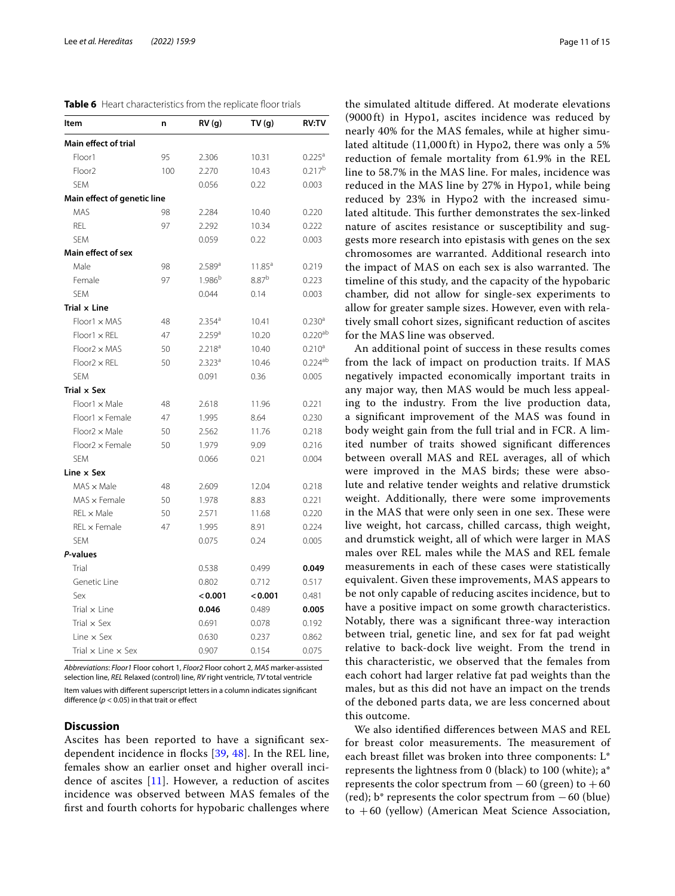**Table 6** Heart characteristics from the replicate floor trials

| Item | n | RV (g) | TV (g) | RV:TV |
|---|---|---|---|---|
| **Main effect of trial** | | | | |
| Floor1 | 95 | 2.306 | 10.31 | 0.225[a] |
| Floor2 | 100 | 2.270 | 10.43 | 0.217[b] |
| SEM | | 0.056 | 0.22 | 0.003 |
| **Main effect of genetic line** | | | | |
| MAS | 98 | 2.284 | 10.40 | 0.220 |
| REL | 97 | 2.292 | 10.34 | 0.222 |
| SEM | | 0.059 | 0.22 | 0.003 |
| **Main effect of sex** | | | | |
| Male | 98 | 2.589[a] | 11.85[a] | 0.219 |
| Female | 97 | 1.986[b] | 8.87[b] | 0.223 |
| SEM | | 0.044 | 0.14 | 0.003 |
| **Trial × Line** | | | | |
| Floor1 × MAS | 48 | 2.354[a] | 10.41 | 0.230[a] |
| Floor1 × REL | 47 | 2.259[a] | 10.20 | 0.220[ab] |
| Floor2 × MAS | 50 | 2.218[a] | 10.40 | 0.210[a] |
| Floor2 × REL | 50 | 2.323[a] | 10.46 | 0.224[ab] |
| SEM | | 0.091 | 0.36 | 0.005 |
| **Trial × Sex** | | | | |
| Floor1 × Male | 48 | 2.618 | 11.96 | 0.221 |
| Floor1 × Female | 47 | 1.995 | 8.64 | 0.230 |
| Floor2 × Male | 50 | 2.562 | 11.76 | 0.218 |
| Floor2 × Female | 50 | 1.979 | 9.09 | 0.216 |
| SEM | | 0.066 | 0.21 | 0.004 |
| **Line × Sex** | | | | |
| MAS × Male | 48 | 2.609 | 12.04 | 0.218 |
| MAS × Female | 50 | 1.978 | 8.83 | 0.221 |
| REL × Male | 50 | 2.571 | 11.68 | 0.220 |
| REL × Female | 47 | 1.995 | 8.91 | 0.224 |
| SEM | | 0.075 | 0.24 | 0.005 |
| ***P*-values** | | | | |
| Trial | | 0.538 | 0.499 | **0.049** |
| Genetic Line | | 0.802 | 0.712 | 0.517 |
| Sex | | **< 0.001** | **< 0.001** | 0.481 |
| Trial × Line | | **0.046** | 0.489 | **0.005** |
| Trial × Sex | | 0.691 | 0.078 | 0.192 |
| Line × Sex | | 0.630 | 0.237 | 0.862 |
| Trial × Line × Sex | | 0.907 | 0.154 | 0.075 |

*Abbreviations*: *Floor1* Floor cohort 1, *Floor2* Floor cohort 2, *MAS* marker-assisted selection line, *REL* Relaxed (control) line, *RV* right ventricle, *TV* total ventricle

Item values with different superscript letters in a column indicates significant difference ($p < 0.05$) in that trait or effect

## Discussion

Ascites has been reported to have a significant sex-dependent incidence in flocks [39, 48]. In the REL line, females show an earlier onset and higher overall incidence of ascites [11]. However, a reduction of ascites incidence was observed between MAS females of the first and fourth cohorts for hypobaric challenges where the simulated altitude differed. At moderate elevations (9000 ft) in Hypo1, ascites incidence was reduced by nearly 40% for the MAS females, while at higher simulated altitude (11,000 ft) in Hypo2, there was only a 5% reduction of female mortality from 61.9% in the REL line to 58.7% in the MAS line. For males, incidence was reduced in the MAS line by 27% in Hypo1, while being reduced by 23% in Hypo2 with the increased simulated altitude. This further demonstrates the sex-linked nature of ascites resistance or susceptibility and suggests more research into epistasis with genes on the sex chromosomes are warranted. Additional research into the impact of MAS on each sex is also warranted. The timeline of this study, and the capacity of the hypobaric chamber, did not allow for single-sex experiments to allow for greater sample sizes. However, even with relatively small cohort sizes, significant reduction of ascites for the MAS line was observed.

An additional point of success in these results comes from the lack of impact on production traits. If MAS negatively impacted economically important traits in any major way, then MAS would be much less appealing to the industry. From the live production data, a significant improvement of the MAS was found in body weight gain from the full trial and in FCR. A limited number of traits showed significant differences between overall MAS and REL averages, all of which were improved in the MAS birds; these were absolute and relative tender weights and relative drumstick weight. Additionally, there were some improvements in the MAS that were only seen in one sex. These were live weight, hot carcass, chilled carcass, thigh weight, and drumstick weight, all of which were larger in MAS males over REL males while the MAS and REL female measurements in each of these cases were statistically equivalent. Given these improvements, MAS appears to be not only capable of reducing ascites incidence, but to have a positive impact on some growth characteristics. Notably, there was a significant three-way interaction between trial, genetic line, and sex for fat pad weight relative to back-dock live weight. From the trend in this characteristic, we observed that the females from each cohort had larger relative fat pad weights than the males, but as this did not have an impact on the trends of the deboned parts data, we are less concerned about this outcome.

We also identified differences between MAS and REL for breast color measurements. The measurement of each breast fillet was broken into three components: L* represents the lightness from 0 (black) to 100 (white); a* represents the color spectrum from − 60 (green) to + 60 (red); b* represents the color spectrum from − 60 (blue) to + 60 (yellow) (American Meat Science Association,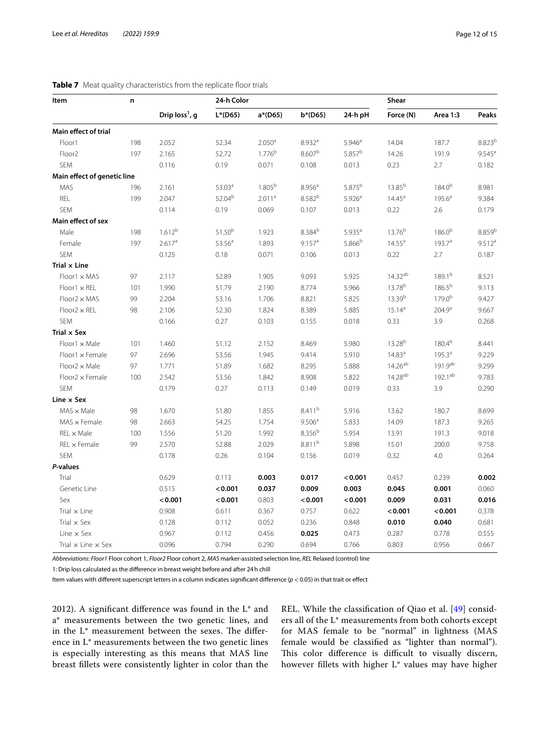**Table 7** Meat quality characteristics from the replicate floor trials

| Item | n | Drip loss[1], g | 24-h Color L*(D65) | 24-h Color a*(D65) | 24-h Color b*(D65) | 24-h pH | Shear Force (N) | Shear Area 1:3 | Shear Peaks |
|---|---|---|---|---|---|---|---|---|---|
| **Main effect of trial** | | | | | | | | | |
| Floor1 | 198 | 2.052 | 52.34 | 2.050[a] | 8.932[a] | 5.946[a] | 14.04 | 187.7 | 8.823[b] |
| Floor2 | 197 | 2.165 | 52.72 | 1.776[b] | 8.607[b] | 5.857[b] | 14.26 | 191.9 | 9.545[a] |
| SEM | | 0.116 | 0.19 | 0.071 | 0.108 | 0.013 | 0.23 | 2.7 | 0.182 |
| **Main effect of genetic line** | | | | | | | | | |
| MAS | 196 | 2.161 | 53.03[a] | 1.805[b] | 8.956[a] | 5.875[b] | 13.85[b] | 184.0[b] | 8.981 |
| REL | 199 | 2.047 | 52.04[b] | 2.011[a] | 8.582[b] | 5.926[a] | 14.45[a] | 195.6[a] | 9.384 |
| SEM | | 0.114 | 0.19 | 0.069 | 0.107 | 0.013 | 0.22 | 2.6 | 0.179 |
| **Main effect of sex** | | | | | | | | | |
| Male | 198 | 1.612[b] | 51.50[b] | 1.923 | 8.384[b] | 5.935[a] | 13.76[b] | 186.0[b] | 8.859[b] |
| Female | 197 | 2.617[a] | 53.56[a] | 1.893 | 9.157[a] | 5.866[b] | 14.55[a] | 193.7[a] | 9.512[a] |
| SEM | | 0.125 | 0.18 | 0.071 | 0.106 | 0.013 | 0.22 | 2.7 | 0.187 |
| **Trial × Line** | | | | | | | | | |
| Floor1 × MAS | 97 | 2.117 | 52.89 | 1.905 | 9.093 | 5.925 | 14.32[ab] | 189.1[b] | 8.521 |
| Floor1 × REL | 101 | 1.990 | 51.79 | 2.190 | 8.774 | 5.966 | 13.78[b] | 186.5[b] | 9.113 |
| Floor2 × MAS | 99 | 2.204 | 53.16 | 1.706 | 8.821 | 5.825 | 13.39[b] | 179.0[b] | 9.427 |
| Floor2 × REL | 98 | 2.106 | 52.30 | 1.824 | 8.389 | 5.885 | 15.14[a] | 204.9[a] | 9.667 |
| SEM | | 0.166 | 0.27 | 0.103 | 0.155 | 0.018 | 0.33 | 3.9 | 0.268 |
| **Trial × Sex** | | | | | | | | | |
| Floor1 × Male | 101 | 1.460 | 51.12 | 2.152 | 8.469 | 5.980 | 13.28[b] | 180.4[b] | 8.441 |
| Floor1 × Female | 97 | 2.696 | 53.56 | 1.945 | 9.414 | 5.910 | 14.83[a] | 195.3[a] | 9.229 |
| Floor2 × Male | 97 | 1.771 | 51.89 | 1.682 | 8.295 | 5.888 | 14.26[ab] | 191.9[ab] | 9.299 |
| Floor2 × Female | 100 | 2.542 | 53.56 | 1.842 | 8.908 | 5.822 | 14.28[ab] | 192.1[ab] | 9.783 |
| SEM | | 0.179 | 0.27 | 0.113 | 0.149 | 0.019 | 0.33 | 3.9 | 0.290 |
| **Line × Sex** | | | | | | | | | |
| MAS × Male | 98 | 1.670 | 51.80 | 1.855 | 8.411[b] | 5.916 | 13.62 | 180.7 | 8.699 |
| MAS × Female | 98 | 2.663 | 54.25 | 1.754 | 9.506[a] | 5.833 | 14.09 | 187.3 | 9.265 |
| REL × Male | 100 | 1.556 | 51.20 | 1.992 | 8.356[b] | 5.954 | 13.91 | 191.3 | 9.018 |
| REL × Female | 99 | 2.570 | 52.88 | 2.029 | 8.811[b] | 5.898 | 15.01 | 200.0 | 9.758 |
| SEM | | 0.178 | 0.26 | 0.104 | 0.156 | 0.019 | 0.32 | 4.0 | 0.264 |
| ***P*-values** | | | | | | | | | |
| Trial | | 0.629 | 0.113 | **0.003** | **0.017** | **< 0.001** | 0.457 | 0.239 | **0.002** |
| Genetic Line | | 0.515 | **< 0.001** | **0.037** | **0.009** | **0.003** | **0.045** | **0.001** | 0.060 |
| Sex | | **< 0.001** | **< 0.001** | 0.803 | **< 0.001** | **< 0.001** | **0.009** | **0.031** | **0.016** |
| Trial × Line | | 0.908 | 0.611 | 0.367 | 0.757 | 0.622 | **< 0.001** | **< 0.001** | 0.378 |
| Trial × Sex | | 0.128 | 0.112 | 0.052 | 0.236 | 0.848 | **0.010** | **0.040** | 0.681 |
| Line × Sex | | 0.967 | 0.112 | 0.456 | **0.025** | 0.473 | 0.287 | 0.778 | 0.555 |
| Trial × Line × Sex | | 0.096 | 0.794 | 0.290 | 0.694 | 0.766 | 0.803 | 0.956 | 0.667 |

*Abbreviations*: *Floor1* Floor cohort 1, *Floor2* Floor cohort 2, *MAS* marker-assisted selection line, *REL* Relaxed (control) line

1: Drip loss calculated as the difference in breast weight before and after 24 h chill

Item values with different superscript letters in a column indicates significant difference ($p < 0.05$) in that trait or effect

2012). A significant difference was found in the L* and a* measurements between the two genetic lines, and in the L* measurement between the sexes. The difference in L* measurements between the two genetic lines is especially interesting as this means that MAS line breast fillets were consistently lighter in color than the REL. While the classification of Qiao et al. [49] considers all of the L* measurements from both cohorts except for MAS female to be "normal" in lightness (MAS female would be classified as "lighter than normal"). This color difference is difficult to visually discern, however fillets with higher L* values may have higher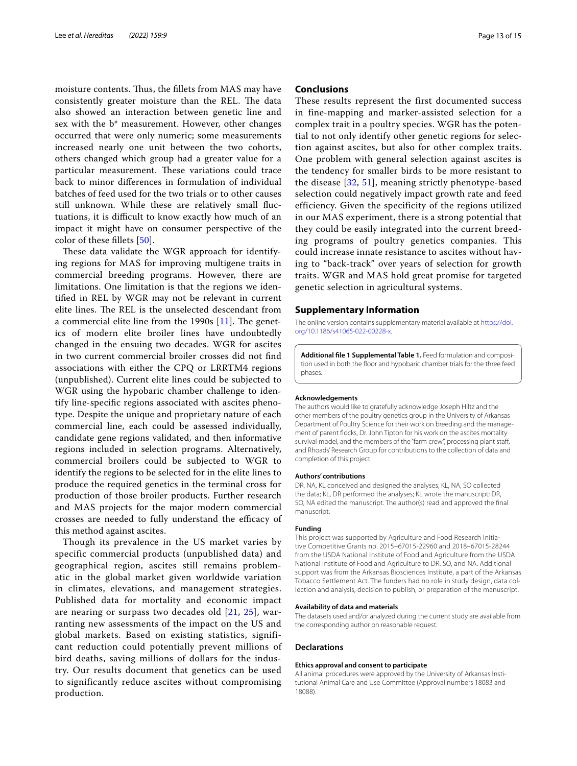moisture contents. Thus, the fillets from MAS may have consistently greater moisture than the REL. The data also showed an interaction between genetic line and sex with the b* measurement. However, other changes occurred that were only numeric; some measurements increased nearly one unit between the two cohorts, others changed which group had a greater value for a particular measurement. These variations could trace back to minor differences in formulation of individual batches of feed used for the two trials or to other causes still unknown. While these are relatively small fluctuations, it is difficult to know exactly how much of an impact it might have on consumer perspective of the color of these fillets [50].

These data validate the WGR approach for identifying regions for MAS for improving multigene traits in commercial breeding programs. However, there are limitations. One limitation is that the regions we identified in REL by WGR may not be relevant in current elite lines. The REL is the unselected descendant from a commercial elite line from the 1990s [11]. The genetics of modern elite broiler lines have undoubtedly changed in the ensuing two decades. WGR for ascites in two current commercial broiler crosses did not find associations with either the CPQ or LRRTM4 regions (unpublished). Current elite lines could be subjected to WGR using the hypobaric chamber challenge to identify line-specific regions associated with ascites phenotype. Despite the unique and proprietary nature of each commercial line, each could be assessed individually, candidate gene regions validated, and then informative regions included in selection programs. Alternatively, commercial broilers could be subjected to WGR to identify the regions to be selected for in the elite lines to produce the required genetics in the terminal cross for production of those broiler products. Further research and MAS projects for the major modern commercial crosses are needed to fully understand the efficacy of this method against ascites.

Though its prevalence in the US market varies by specific commercial products (unpublished data) and geographical region, ascites still remains problematic in the global market given worldwide variation in climates, elevations, and management strategies. Published data for mortality and economic impact are nearing or surpass two decades old [21, 25], warranting new assessments of the impact on the US and global markets. Based on existing statistics, significant reduction could potentially prevent millions of bird deaths, saving millions of dollars for the industry. Our results document that genetics can be used to significantly reduce ascites without compromising production.

## Conclusions

These results represent the first documented success in fine-mapping and marker-assisted selection for a complex trait in a poultry species. WGR has the potential to not only identify other genetic regions for selection against ascites, but also for other complex traits. One problem with general selection against ascites is the tendency for smaller birds to be more resistant to the disease [32, 51], meaning strictly phenotype-based selection could negatively impact growth rate and feed efficiency. Given the specificity of the regions utilized in our MAS experiment, there is a strong potential that they could be easily integrated into the current breeding programs of poultry genetics companies. This could increase innate resistance to ascites without having to "back-track" over years of selection for growth traits. WGR and MAS hold great promise for targeted genetic selection in agricultural systems.

## Supplementary Information

The online version contains supplementary material available at https://doi.org/10.1186/s41065-022-00228-x.

**Additional file 1 Supplemental Table 1.** Feed formulation and composition used in both the floor and hypobaric chamber trials for the three feed phases.

#### Acknowledgements

The authors would like to gratefully acknowledge Joseph Hiltz and the other members of the poultry genetics group in the University of Arkansas Department of Poultry Science for their work on breeding and the management of parent flocks, Dr. John Tipton for his work on the ascites mortality survival model, and the members of the "farm crew", processing plant staff, and Rhoads' Research Group for contributions to the collection of data and completion of this project.

#### Authors' contributions

DR, NA, KL conceived and designed the analyses; KL, NA, SO collected the data; KL, DR performed the analyses; KL wrote the manuscript; DR, SO, NA edited the manuscript. The author(s) read and approved the final manuscript.

#### Funding

This project was supported by Agriculture and Food Research Initiative Competitive Grants no. 2015–67015-22960 and 2018–67015-28244 from the USDA National Institute of Food and Agriculture from the USDA National Institute of Food and Agriculture to DR, SO, and NA. Additional support was from the Arkansas Biosciences Institute, a part of the Arkansas Tobacco Settlement Act. The funders had no role in study design, data collection and analysis, decision to publish, or preparation of the manuscript.

#### Availability of data and materials

The datasets used and/or analyzed during the current study are available from the corresponding author on reasonable request.

### Declarations

#### Ethics approval and consent to participate

All animal procedures were approved by the University of Arkansas Institutional Animal Care and Use Committee (Approval numbers 18083 and 18088).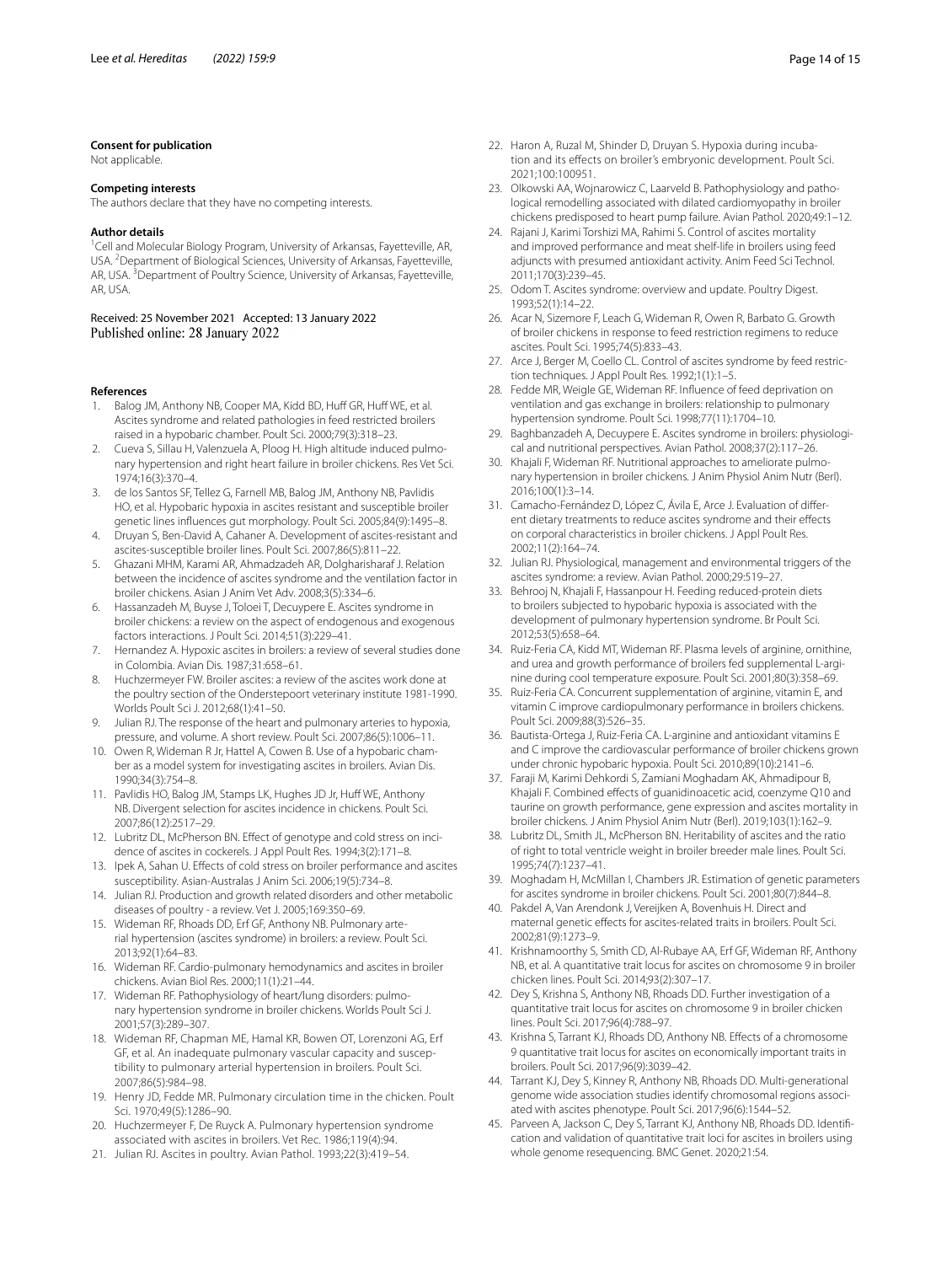#### Consent for publication

Not applicable.

#### Competing interests

The authors declare that they have no competing interests.

#### Author details

[1]Cell and Molecular Biology Program, University of Arkansas, Fayetteville, AR, USA. [2]Department of Biological Sciences, University of Arkansas, Fayetteville, AR, USA. [3]Department of Poultry Science, University of Arkansas, Fayetteville, AR, USA.

Received: 25 November 2021 Accepted: 13 January 2022
Published online: 28 January 2022

#### References

1. Balog JM, Anthony NB, Cooper MA, Kidd BD, Huff GR, Huff WE, et al. Ascites syndrome and related pathologies in feed restricted broilers raised in a hypobaric chamber. Poult Sci. 2000;79(3):318–23.
2. Cueva S, Sillau H, Valenzuela A, Ploog H. High altitude induced pulmonary hypertension and right heart failure in broiler chickens. Res Vet Sci. 1974;16(3):370–4.
3. de los Santos SF, Tellez G, Farnell MB, Balog JM, Anthony NB, Pavlidis HO, et al. Hypobaric hypoxia in ascites resistant and susceptible broiler genetic lines influences gut morphology. Poult Sci. 2005;84(9):1495–8.
4. Druyan S, Ben-David A, Cahaner A. Development of ascites-resistant and ascites-susceptible broiler lines. Poult Sci. 2007;86(5):811–22.
5. Ghazani MHM, Karami AR, Ahmadzadeh AR, Dolgharisharaf J. Relation between the incidence of ascites syndrome and the ventilation factor in broiler chickens. Asian J Anim Vet Adv. 2008;3(5):334–6.
6. Hassanzadeh M, Buyse J, Toloei T, Decuypere E. Ascites syndrome in broiler chickens: a review on the aspect of endogenous and exogenous factors interactions. J Poult Sci. 2014;51(3):229–41.
7. Hernandez A. Hypoxic ascites in broilers: a review of several studies done in Colombia. Avian Dis. 1987;31:658–61.
8. Huchzermeyer FW. Broiler ascites: a review of the ascites work done at the poultry section of the Onderstepoort veterinary institute 1981-1990. Worlds Poult Sci J. 2012;68(1):41–50.
9. Julian RJ. The response of the heart and pulmonary arteries to hypoxia, pressure, and volume. A short review. Poult Sci. 2007;86(5):1006–11.
10. Owen R, Wideman R Jr, Hattel A, Cowen B. Use of a hypobaric chamber as a model system for investigating ascites in broilers. Avian Dis. 1990;34(3):754–8.
11. Pavlidis HO, Balog JM, Stamps LK, Hughes JD Jr, Huff WE, Anthony NB. Divergent selection for ascites incidence in chickens. Poult Sci. 2007;86(12):2517–29.
12. Lubritz DL, McPherson BN. Effect of genotype and cold stress on incidence of ascites in cockerels. J Appl Poult Res. 1994;3(2):171–8.
13. Ipek A, Sahan U. Effects of cold stress on broiler performance and ascites susceptibility. Asian-Australas J Anim Sci. 2006;19(5):734–8.
14. Julian RJ. Production and growth related disorders and other metabolic diseases of poultry - a review. Vet J. 2005;169:350–69.
15. Wideman RF, Rhoads DD, Erf GF, Anthony NB. Pulmonary arterial hypertension (ascites syndrome) in broilers: a review. Poult Sci. 2013;92(1):64–83.
16. Wideman RF. Cardio-pulmonary hemodynamics and ascites in broiler chickens. Avian Biol Res. 2000;11(1):21–44.
17. Wideman RF. Pathophysiology of heart/lung disorders: pulmonary hypertension syndrome in broiler chickens. Worlds Poult Sci J. 2001;57(3):289–307.
18. Wideman RF, Chapman ME, Hamal KR, Bowen OT, Lorenzoni AG, Erf GF, et al. An inadequate pulmonary vascular capacity and susceptibility to pulmonary arterial hypertension in broilers. Poult Sci. 2007;86(5):984–98.
19. Henry JD, Fedde MR. Pulmonary circulation time in the chicken. Poult Sci. 1970;49(5):1286–90.
20. Huchzermeyer F, De Ruyck A. Pulmonary hypertension syndrome associated with ascites in broilers. Vet Rec. 1986;119(4):94.
21. Julian RJ. Ascites in poultry. Avian Pathol. 1993;22(3):419–54.
22. Haron A, Ruzal M, Shinder D, Druyan S. Hypoxia during incubation and its effects on broiler's embryonic development. Poult Sci. 2021;100:100951.
23. Olkowski AA, Wojnarowicz C, Laarveld B. Pathophysiology and pathological remodelling associated with dilated cardiomyopathy in broiler chickens predisposed to heart pump failure. Avian Pathol. 2020;49:1–12.
24. Rajani J, Karimi Torshizi MA, Rahimi S. Control of ascites mortality and improved performance and meat shelf-life in broilers using feed adjuncts with presumed antioxidant activity. Anim Feed Sci Technol. 2011;170(3):239–45.
25. Odom T. Ascites syndrome: overview and update. Poultry Digest. 1993;52(1):14–22.
26. Acar N, Sizemore F, Leach G, Wideman R, Owen R, Barbato G. Growth of broiler chickens in response to feed restriction regimens to reduce ascites. Poult Sci. 1995;74(5):833–43.
27. Arce J, Berger M, Coello CL. Control of ascites syndrome by feed restriction techniques. J Appl Poult Res. 1992;1(1):1–5.
28. Fedde MR, Weigle GE, Wideman RF. Influence of feed deprivation on ventilation and gas exchange in broilers: relationship to pulmonary hypertension syndrome. Poult Sci. 1998;77(11):1704–10.
29. Baghbanzadeh A, Decuypere E. Ascites syndrome in broilers: physiological and nutritional perspectives. Avian Pathol. 2008;37(2):117–26.
30. Khajali F, Wideman RF. Nutritional approaches to ameliorate pulmonary hypertension in broiler chickens. J Anim Physiol Anim Nutr (Berl). 2016;100(1):3–14.
31. Camacho-Fernández D, López C, Ávila E, Arce J. Evaluation of different dietary treatments to reduce ascites syndrome and their effects on corporal characteristics in broiler chickens. J Appl Poult Res. 2002;11(2):164–74.
32. Julian RJ. Physiological, management and environmental triggers of the ascites syndrome: a review. Avian Pathol. 2000;29:519–27.
33. Behrooj N, Khajali F, Hassanpour H. Feeding reduced-protein diets to broilers subjected to hypobaric hypoxia is associated with the development of pulmonary hypertension syndrome. Br Poult Sci. 2012;53(5):658–64.
34. Ruiz-Feria CA, Kidd MT, Wideman RF. Plasma levels of arginine, ornithine, and urea and growth performance of broilers fed supplemental L-arginine during cool temperature exposure. Poult Sci. 2001;80(3):358–69.
35. Ruiz-Feria CA. Concurrent supplementation of arginine, vitamin E, and vitamin C improve cardiopulmonary performance in broilers chickens. Poult Sci. 2009;88(3):526–35.
36. Bautista-Ortega J, Ruiz-Feria CA. L-arginine and antioxidant vitamins E and C improve the cardiovascular performance of broiler chickens grown under chronic hypobaric hypoxia. Poult Sci. 2010;89(10):2141–6.
37. Faraji M, Karimi Dehkordi S, Zamiani Moghadam AK, Ahmadipour B, Khajali F. Combined effects of guanidinoacetic acid, coenzyme Q10 and taurine on growth performance, gene expression and ascites mortality in broiler chickens. J Anim Physiol Anim Nutr (Berl). 2019;103(1):162–9.
38. Lubritz DL, Smith JL, McPherson BN. Heritability of ascites and the ratio of right to total ventricle weight in broiler breeder male lines. Poult Sci. 1995;74(7):1237–41.
39. Moghadam H, McMillan I, Chambers JR. Estimation of genetic parameters for ascites syndrome in broiler chickens. Poult Sci. 2001;80(7):844–8.
40. Pakdel A, Van Arendonk J, Vereijken A, Bovenhuis H. Direct and maternal genetic effects for ascites-related traits in broilers. Poult Sci. 2002;81(9):1273–9.
41. Krishnamoorthy S, Smith CD, Al-Rubaye AA, Erf GF, Wideman RF, Anthony NB, et al. A quantitative trait locus for ascites on chromosome 9 in broiler chicken lines. Poult Sci. 2014;93(2):307–17.
42. Dey S, Krishna S, Anthony NB, Rhoads DD. Further investigation of a quantitative trait locus for ascites on chromosome 9 in broiler chicken lines. Poult Sci. 2017;96(4):788–97.
43. Krishna S, Tarrant KJ, Rhoads DD, Anthony NB. Effects of a chromosome 9 quantitative trait locus for ascites on economically important traits in broilers. Poult Sci. 2017;96(9):3039–42.
44. Tarrant KJ, Dey S, Kinney R, Anthony NB, Rhoads DD. Multi-generational genome wide association studies identify chromosomal regions associated with ascites phenotype. Poult Sci. 2017;96(6):1544–52.
45. Parveen A, Jackson C, Dey S, Tarrant KJ, Anthony NB, Rhoads DD. Identification and validation of quantitative trait loci for ascites in broilers using whole genome resequencing. BMC Genet. 2020;21:54.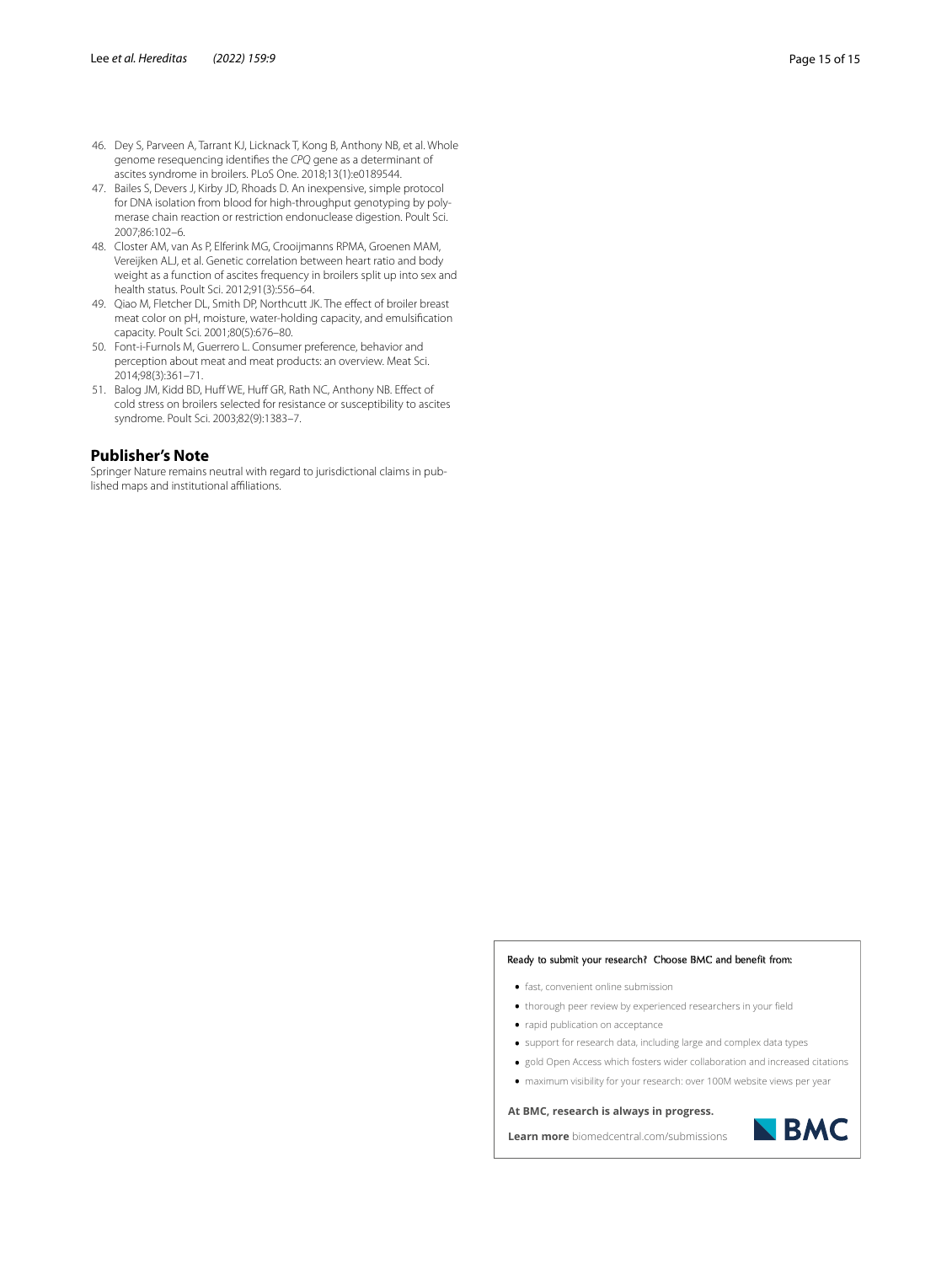46. Dey S, Parveen A, Tarrant KJ, Licknack T, Kong B, Anthony NB, et al. Whole genome resequencing identifies the *CPQ* gene as a determinant of ascites syndrome in broilers. PLoS One. 2018;13(1):e0189544.
47. Bailes S, Devers J, Kirby JD, Rhoads D. An inexpensive, simple protocol for DNA isolation from blood for high-throughput genotyping by polymerase chain reaction or restriction endonuclease digestion. Poult Sci. 2007;86:102–6.
48. Closter AM, van As P, Elferink MG, Crooijmanns RPMA, Groenen MAM, Vereijken ALJ, et al. Genetic correlation between heart ratio and body weight as a function of ascites frequency in broilers split up into sex and health status. Poult Sci. 2012;91(3):556–64.
49. Qiao M, Fletcher DL, Smith DP, Northcutt JK. The effect of broiler breast meat color on pH, moisture, water-holding capacity, and emulsification capacity. Poult Sci. 2001;80(5):676–80.
50. Font-i-Furnols M, Guerrero L. Consumer preference, behavior and perception about meat and meat products: an overview. Meat Sci. 2014;98(3):361–71.
51. Balog JM, Kidd BD, Huff WE, Huff GR, Rath NC, Anthony NB. Effect of cold stress on broilers selected for resistance or susceptibility to ascites syndrome. Poult Sci. 2003;82(9):1383–7.

## Publisher's Note

Springer Nature remains neutral with regard to jurisdictional claims in published maps and institutional affiliations.

Ready to submit your research? Choose BMC and benefit from:

- fast, convenient online submission
- thorough peer review by experienced researchers in your field
- rapid publication on acceptance
- support for research data, including large and complex data types
- gold Open Access which fosters wider collaboration and increased citations
- maximum visibility for your research: over 100M website views per year

**At BMC, research is always in progress.**

**Learn more** biomedcentral.com/submissions

BMC